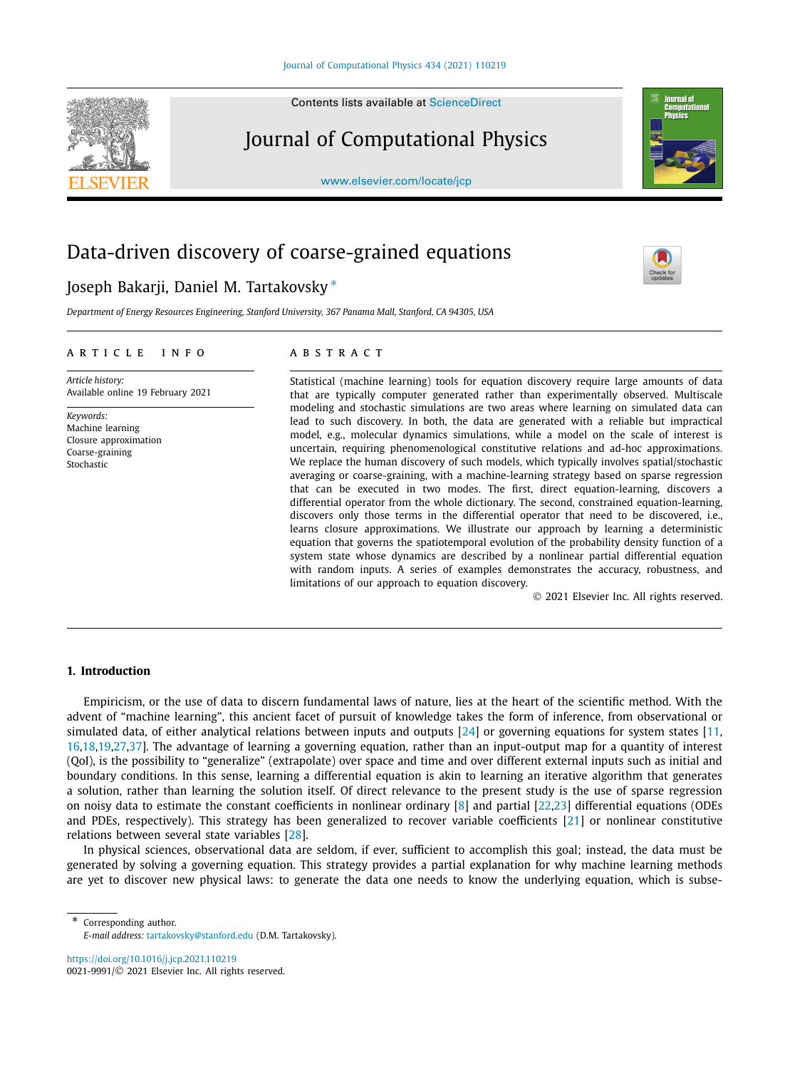# Data-driven discovery of coarse-grained equations

Joseph Bakarji, Daniel M. Tartakovsky [*]

*Department of Energy Resources Engineering, Stanford University, 367 Panama Mall, Stanford, CA 94305, USA*

## ARTICLE INFO

*Article history:*
Available online 19 February 2021

*Keywords:*
Machine learning
Closure approximation
Coarse-graining
Stochastic

## ABSTRACT

Statistical (machine learning) tools for equation discovery require large amounts of data that are typically computer generated rather than experimentally observed. Multiscale modeling and stochastic simulations are two areas where learning on simulated data can lead to such discovery. In both, the data are generated with a reliable but impractical model, e.g., molecular dynamics simulations, while a model on the scale of interest is uncertain, requiring phenomenological constitutive relations and ad-hoc approximations. We replace the human discovery of such models, which typically involves spatial/stochastic averaging or coarse-graining, with a machine-learning strategy based on sparse regression that can be executed in two modes. The first, direct equation-learning, discovers a differential operator from the whole dictionary. The second, constrained equation-learning, discovers only those terms in the differential operator that need to be discovered, i.e., learns closure approximations. We illustrate our approach by learning a deterministic equation that governs the spatiotemporal evolution of the probability density function of a system state whose dynamics are described by a nonlinear partial differential equation with random inputs. A series of examples demonstrates the accuracy, robustness, and limitations of our approach to equation discovery.

© 2021 Elsevier Inc. All rights reserved.

## 1. Introduction

Empiricism, or the use of data to discern fundamental laws of nature, lies at the heart of the scientific method. With the advent of "machine learning", this ancient facet of pursuit of knowledge takes the form of inference, from observational or simulated data, of either analytical relations between inputs and outputs [24] or governing equations for system states [11,16,18,19,27,37]. The advantage of learning a governing equation, rather than an input-output map for a quantity of interest (QoI), is the possibility to "generalize" (extrapolate) over space and time and over different external inputs such as initial and boundary conditions. In this sense, learning a differential equation is akin to learning an iterative algorithm that generates a solution, rather than learning the solution itself. Of direct relevance to the present study is the use of sparse regression on noisy data to estimate the constant coefficients in nonlinear ordinary [8] and partial [22,23] differential equations (ODEs and PDEs, respectively). This strategy has been generalized to recover variable coefficients [21] or nonlinear constitutive relations between several state variables [28].

In physical sciences, observational data are seldom, if ever, sufficient to accomplish this goal; instead, the data must be generated by solving a governing equation. This strategy provides a partial explanation for why machine learning methods are yet to discover new physical laws: to generate the data one needs to know the underlying equation, which is subse-

[*] Corresponding author.
*E-mail address:* tartakovsky@stanford.edu (D.M. Tartakovsky).

https://doi.org/10.1016/j.jcp.2021.110219
0021-9991/© 2021 Elsevier Inc. All rights reserved.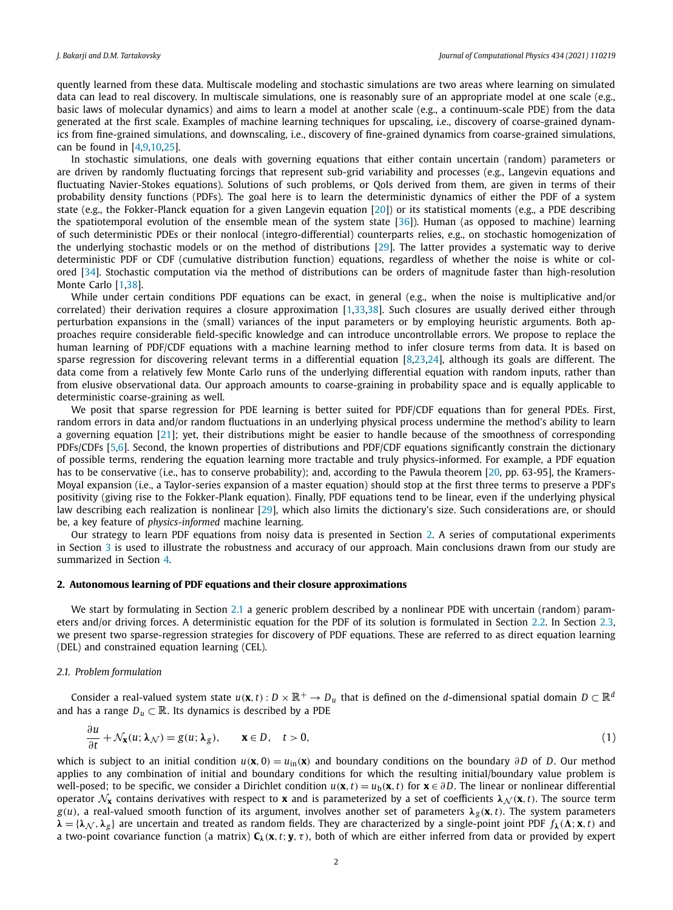quently learned from these data. Multiscale modeling and stochastic simulations are two areas where learning on simulated data can lead to real discovery. In multiscale simulations, one is reasonably sure of an appropriate model at one scale (e.g., basic laws of molecular dynamics) and aims to learn a model at another scale (e.g., a continuum-scale PDE) from the data generated at the first scale. Examples of machine learning techniques for upscaling, i.e., discovery of coarse-grained dynamics from fine-grained simulations, and downscaling, i.e., discovery of fine-grained dynamics from coarse-grained simulations, can be found in [4,9,10,25].

In stochastic simulations, one deals with governing equations that either contain uncertain (random) parameters or are driven by randomly fluctuating forcings that represent sub-grid variability and processes (e.g., Langevin equations and fluctuating Navier-Stokes equations). Solutions of such problems, or QoIs derived from them, are given in terms of their probability density functions (PDFs). The goal here is to learn the deterministic dynamics of either the PDF of a system state (e.g., the Fokker-Planck equation for a given Langevin equation [20]) or its statistical moments (e.g., a PDE describing the spatiotemporal evolution of the ensemble mean of the system state [36]). Human (as opposed to machine) learning of such deterministic PDEs or their nonlocal (integro-differential) counterparts relies, e.g., on stochastic homogenization of the underlying stochastic models or on the method of distributions [29]. The latter provides a systematic way to derive deterministic PDF or CDF (cumulative distribution function) equations, regardless of whether the noise is white or colored [34]. Stochastic computation via the method of distributions can be orders of magnitude faster than high-resolution Monte Carlo [1,38].

While under certain conditions PDF equations can be exact, in general (e.g., when the noise is multiplicative and/or correlated) their derivation requires a closure approximation [1,33,38]. Such closures are usually derived either through perturbation expansions in the (small) variances of the input parameters or by employing heuristic arguments. Both approaches require considerable field-specific knowledge and can introduce uncontrollable errors. We propose to replace the human learning of PDF/CDF equations with a machine learning method to infer closure terms from data. It is based on sparse regression for discovering relevant terms in a differential equation [8,23,24], although its goals are different. The data come from a relatively few Monte Carlo runs of the underlying differential equation with random inputs, rather than from elusive observational data. Our approach amounts to coarse-graining in probability space and is equally applicable to deterministic coarse-graining as well.

We posit that sparse regression for PDE learning is better suited for PDF/CDF equations than for general PDEs. First, random errors in data and/or random fluctuations in an underlying physical process undermine the method's ability to learn a governing equation [21]; yet, their distributions might be easier to handle because of the smoothness of corresponding PDFs/CDFs [5,6]. Second, the known properties of distributions and PDF/CDF equations significantly constrain the dictionary of possible terms, rendering the equation learning more tractable and truly physics-informed. For example, a PDF equation has to be conservative (i.e., has to conserve probability); and, according to the Pawula theorem [20, pp. 63-95], the Kramers-Moyal expansion (i.e., a Taylor-series expansion of a master equation) should stop at the first three terms to preserve a PDF's positivity (giving rise to the Fokker-Plank equation). Finally, PDF equations tend to be linear, even if the underlying physical law describing each realization is nonlinear [29], which also limits the dictionary's size. Such considerations are, or should be, a key feature of *physics-informed* machine learning.

Our strategy to learn PDF equations from noisy data is presented in Section 2. A series of computational experiments in Section 3 is used to illustrate the robustness and accuracy of our approach. Main conclusions drawn from our study are summarized in Section 4.

## 2. Autonomous learning of PDF equations and their closure approximations

We start by formulating in Section 2.1 a generic problem described by a nonlinear PDE with uncertain (random) parameters and/or driving forces. A deterministic equation for the PDF of its solution is formulated in Section 2.2. In Section 2.3, we present two sparse-regression strategies for discovery of PDF equations. These are referred to as direct equation learning (DEL) and constrained equation learning (CEL).

### 2.1. Problem formulation

Consider a real-valued system state $u(\mathbf{x}, t) : D \times \mathbb{R}^+ \to D_u$ that is defined on the $d$-dimensional spatial domain $D \subset \mathbb{R}^d$ and has a range $D_u \subset \mathbb{R}$. Its dynamics is described by a PDE

$$\frac{\partial u}{\partial t} + \mathcal{N}_{\mathbf{x}}(u; \boldsymbol{\lambda}_{\mathcal{N}}) = g(u; \boldsymbol{\lambda}_g), \qquad \mathbf{x} \in D, \quad t > 0, \tag{1}$$

which is subject to an initial condition $u(\mathbf{x}, 0) = u_{\text{in}}(\mathbf{x})$ and boundary conditions on the boundary $\partial D$ of $D$. Our method applies to any combination of initial and boundary conditions for which the resulting initial/boundary value problem is well-posed; to be specific, we consider a Dirichlet condition $u(\mathbf{x}, t) = u_{\text{b}}(\mathbf{x}, t)$ for $\mathbf{x} \in \partial D$. The linear or nonlinear differential operator $\mathcal{N}_{\mathbf{x}}$ contains derivatives with respect to $\mathbf{x}$ and is parameterized by a set of coefficients $\boldsymbol{\lambda}_{\mathcal{N}}(\mathbf{x}, t)$. The source term $g(u)$, a real-valued smooth function of its argument, involves another set of parameters $\boldsymbol{\lambda}_g(\mathbf{x}, t)$. The system parameters $\boldsymbol{\lambda} = \{\boldsymbol{\lambda}_{\mathcal{N}}, \boldsymbol{\lambda}_g\}$ are uncertain and treated as random fields. They are characterized by a single-point joint PDF $f_{\boldsymbol{\lambda}}(\boldsymbol{\Lambda}; \mathbf{x}, t)$ and a two-point covariance function (a matrix) $\mathbf{C}_{\boldsymbol{\lambda}}(\mathbf{x}, t; \mathbf{y}, \tau)$, both of which are either inferred from data or provided by expert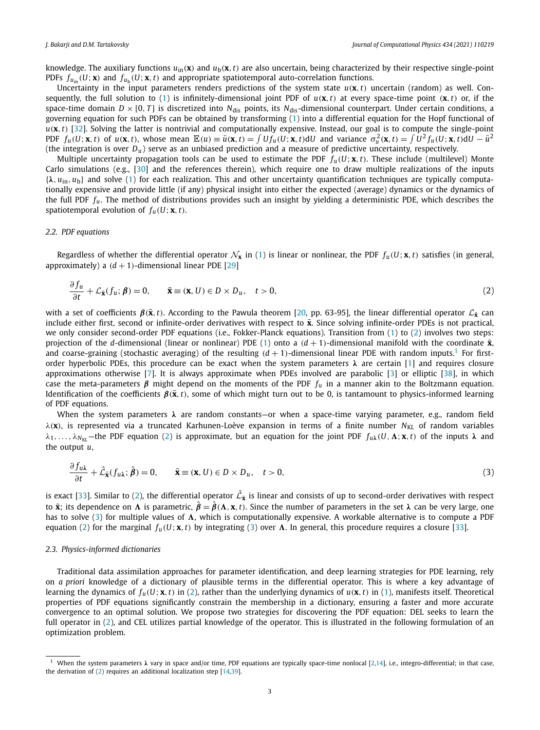knowledge. The auxiliary functions $u_{\text{in}}(\mathbf{x})$ and $u_{\text{b}}(\mathbf{x},t)$ are also uncertain, being characterized by their respective single-point PDFs $f_{u_{\text{in}}}(U;\mathbf{x})$ and $f_{u_{\text{b}}}(U;\mathbf{x},t)$ and appropriate spatiotemporal auto-correlation functions.

Uncertainty in the input parameters renders predictions of the system state $u(\mathbf{x},t)$ uncertain (random) as well. Consequently, the full solution to (1) is infinitely-dimensional joint PDF of $u(\mathbf{x},t)$ at every space-time point $(\mathbf{x},t)$ or, if the space-time domain $D\times[0,T]$ is discretized into $N_{\text{dis}}$ points, its $N_{\text{dis}}$-dimensional counterpart. Under certain conditions, a governing equation for such PDFs can be obtained by transforming (1) into a differential equation for the Hopf functional of $u(\mathbf{x},t)$ [32]. Solving the latter is nontrivial and computationally expensive. Instead, our goal is to compute the single-point PDF $f_u(U;\mathbf{x},t)$ of $u(\mathbf{x},t)$, whose mean $\mathbb{E}(u)\equiv\bar{u}(\mathbf{x},t)=\int U f_u(U;\mathbf{x},t)\mathrm{d}U$ and variance $\sigma_u^2(\mathbf{x},t)=\int U^2 f_u(U;\mathbf{x},t)\mathrm{d}U-\bar{u}^2$ (the integration is over $D_u$) serve as an unbiased prediction and a measure of predictive uncertainty, respectively.

Multiple uncertainty propagation tools can be used to estimate the PDF $f_u(U;\mathbf{x},t)$. These include (multilevel) Monte Carlo simulations (e.g., [30] and the references therein), which require one to draw multiple realizations of the inputs $\{\boldsymbol{\lambda},u_{\text{in}},u_{\text{b}}\}$ and solve (1) for each realization. This and other uncertainty quantification techniques are typically computationally expensive and provide little (if any) physical insight into either the expected (average) dynamics or the dynamics of the full PDF $f_u$. The method of distributions provides such an insight by yielding a deterministic PDE, which describes the spatiotemporal evolution of $f_u(U;\mathbf{x},t)$.

### 2.2. PDF equations

Regardless of whether the differential operator $\mathcal{N}_{\mathbf{x}}$ in (1) is linear or nonlinear, the PDF $f_u(U;\mathbf{x},t)$ satisfies (in general, approximately) a $(d+1)$-dimensional linear PDE [29]

$$
\frac{\partial f_u}{\partial t}+\mathcal{L}_{\tilde{\mathbf{x}}}(f_u;\boldsymbol{\beta})=0,\qquad \tilde{\mathbf{x}}\equiv(\mathbf{x},U)\in D\times D_u,\quad t>0,\tag{2}
$$

with a set of coefficients $\boldsymbol{\beta}(\tilde{\mathbf{x}},t)$. According to the Pawula theorem [20, pp. 63-95], the linear differential operator $\mathcal{L}_{\tilde{\mathbf{x}}}$ can include either first, second or infinite-order derivatives with respect to $\tilde{\mathbf{x}}$. Since solving infinite-order PDEs is not practical, we only consider second-order PDF equations (i.e., Fokker-Planck equations). Transition from (1) to (2) involves two steps: projection of the $d$-dimensional (linear or nonlinear) PDE (1) onto a $(d+1)$-dimensional manifold with the coordinate $\tilde{\mathbf{x}}$, and coarse-graining (stochastic averaging) of the resulting $(d+1)$-dimensional linear PDE with random inputs.[1] For first-order hyperbolic PDEs, this procedure can be exact when the system parameters $\boldsymbol{\lambda}$ are certain [1] and requires closure approximations otherwise [7]. It is always approximate when PDEs involved are parabolic [3] or elliptic [38], in which case the meta-parameters $\boldsymbol{\beta}$ might depend on the moments of the PDF $f_u$ in a manner akin to the Boltzmann equation. Identification of the coefficients $\boldsymbol{\beta}(\tilde{\mathbf{x}},t)$, some of which might turn out to be 0, is tantamount to physics-informed learning of PDF equations.

When the system parameters $\boldsymbol{\lambda}$ are random constants—or when a space-time varying parameter, e.g., random field $\lambda(\mathbf{x})$, is represented via a truncated Karhunen-Loève expansion in terms of a finite number $N_{\text{KL}}$ of random variables $\lambda_1,\ldots,\lambda_{N_{\text{KL}}}$—the PDF equation (2) is approximate, but an equation for the joint PDF $f_{u\boldsymbol{\lambda}}(U,\boldsymbol{\Lambda};\mathbf{x},t)$ of the inputs $\boldsymbol{\lambda}$ and the output $u$,

$$
\frac{\partial f_{u\boldsymbol{\lambda}}}{\partial t}+\hat{\mathcal{L}}_{\tilde{\mathbf{x}}}(f_{u\boldsymbol{\lambda}};\hat{\boldsymbol{\beta}})=0,\qquad \tilde{\mathbf{x}}\equiv(\mathbf{x},U)\in D\times D_u,\quad t>0,\tag{3}
$$

is exact [33]. Similar to (2), the differential operator $\hat{\mathcal{L}}_{\tilde{\mathbf{x}}}$ is linear and consists of up to second-order derivatives with respect to $\tilde{\mathbf{x}}$; its dependence on $\boldsymbol{\Lambda}$ is parametric, $\hat{\boldsymbol{\beta}}=\hat{\boldsymbol{\beta}}(\boldsymbol{\Lambda},\mathbf{x},t)$. Since the number of parameters in the set $\boldsymbol{\lambda}$ can be very large, one has to solve (3) for multiple values of $\boldsymbol{\Lambda}$, which is computationally expensive. A workable alternative is to compute a PDF equation (2) for the marginal $f_u(U;\mathbf{x},t)$ by integrating (3) over $\boldsymbol{\Lambda}$. In general, this procedure requires a closure [33].

### 2.3. Physics-informed dictionaries

Traditional data assimilation approaches for parameter identification, and deep learning strategies for PDE learning, rely on *a priori* knowledge of a dictionary of plausible terms in the differential operator. This is where a key advantage of learning the dynamics of $f_u(U;\mathbf{x},t)$ in (2), rather than the underlying dynamics of $u(\mathbf{x},t)$ in (1), manifests itself. Theoretical properties of PDF equations significantly constrain the membership in a dictionary, ensuring a faster and more accurate convergence to an optimal solution. We propose two strategies for discovering the PDF equation: DEL seeks to learn the full operator in (2), and CEL utilizes partial knowledge of the operator. This is illustrated in the following formulation of an optimization problem.

---

[1] When the system parameters $\boldsymbol{\lambda}$ vary in space and/or time, PDF equations are typically space-time nonlocal [2,14], i.e., integro-differential; in that case, the derivation of (2) requires an additional localization step [14,39].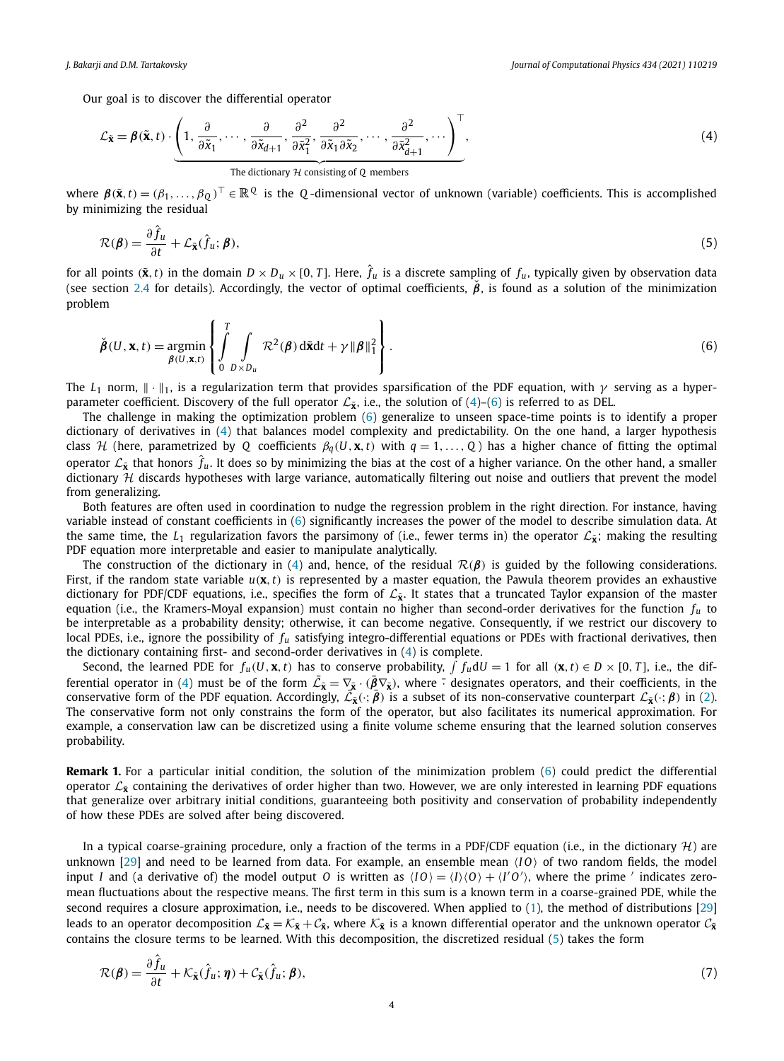Our goal is to discover the differential operator

$$\mathcal{L}_{\tilde{\mathbf{x}}} = \boldsymbol{\beta}(\tilde{\mathbf{x}}, t) \cdot \underbrace{\left(1, \frac{\partial}{\partial \tilde{x}_1}, \cdots, \frac{\partial}{\partial \tilde{x}_{d+1}}, \frac{\partial^2}{\partial \tilde{x}_1^2}, \frac{\partial^2}{\partial \tilde{x}_1 \partial \tilde{x}_2}, \cdots, \frac{\partial^2}{\partial \tilde{x}_{d+1}^2}, \cdots \right)^\top}_{\text{The dictionary } \mathcal{H} \text{ consisting of } Q \text{ members}}, \tag{4}$$

where $\boldsymbol{\beta}(\tilde{\mathbf{x}}, t) = (\beta_1, \ldots, \beta_Q)^\top \in \mathbb{R}^Q$ is the $Q$-dimensional vector of unknown (variable) coefficients. This is accomplished by minimizing the residual

$$\mathcal{R}(\boldsymbol{\beta}) = \frac{\partial \hat{f}_u}{\partial t} + \mathcal{L}_{\tilde{\mathbf{x}}}(\hat{f}_u; \boldsymbol{\beta}), \tag{5}$$

for all points $(\tilde{\mathbf{x}}, t)$ in the domain $D \times D_u \times [0, T]$. Here, $\hat{f}_u$ is a discrete sampling of $f_u$, typically given by observation data (see section 2.4 for details). Accordingly, the vector of optimal coefficients, $\check{\boldsymbol{\beta}}$, is found as a solution of the minimization problem

$$\check{\boldsymbol{\beta}}(U, \mathbf{x}, t) = \underset{\boldsymbol{\beta}(U, \mathbf{x}, t)}{\operatorname{argmin}} \left\{ \int_0^T \int_{D \times D_u} \mathcal{R}^2(\boldsymbol{\beta}) \, \mathrm{d}\tilde{\mathbf{x}} \mathrm{d}t + \gamma \|\boldsymbol{\beta}\|_1^2 \right\}. \tag{6}$$

The $L_1$ norm, $\| \cdot \|_1$, is a regularization term that provides sparsification of the PDF equation, with $\gamma$ serving as a hyper-parameter coefficient. Discovery of the full operator $\mathcal{L}_{\tilde{\mathbf{x}}}$, i.e., the solution of (4)–(6) is referred to as DEL.

The challenge in making the optimization problem (6) generalize to unseen space-time points is to identify a proper dictionary of derivatives in (4) that balances model complexity and predictability. On the one hand, a larger hypothesis class $\mathcal{H}$ (here, parametrized by $Q$ coefficients $\beta_q(U, \mathbf{x}, t)$ with $q = 1, \ldots, Q$) has a higher chance of fitting the optimal operator $\mathcal{L}_{\tilde{\mathbf{x}}}$ that honors $\hat{f}_u$. It does so by minimizing the bias at the cost of a higher variance. On the other hand, a smaller dictionary $\mathcal{H}$ discards hypotheses with large variance, automatically filtering out noise and outliers that prevent the model from generalizing.

Both features are often used in coordination to nudge the regression problem in the right direction. For instance, having variable instead of constant coefficients in (6) significantly increases the power of the model to describe simulation data. At the same time, the $L_1$ regularization favors the parsimony of (i.e., fewer terms in) the operator $\mathcal{L}_{\tilde{\mathbf{x}}}$; making the resulting PDF equation more interpretable and easier to manipulate analytically.

The construction of the dictionary in (4) and, hence, of the residual $\mathcal{R}(\boldsymbol{\beta})$ is guided by the following considerations. First, if the random state variable $u(\mathbf{x}, t)$ is represented by a master equation, the Pawula theorem provides an exhaustive dictionary for PDF/CDF equations, i.e., specifies the form of $\mathcal{L}_{\tilde{\mathbf{x}}}$. It states that a truncated Taylor expansion of the master equation (i.e., the Kramers-Moyal expansion) must contain no higher than second-order derivatives for the function $f_u$ to be interpretable as a probability density; otherwise, it can become negative. Consequently, if we restrict our discovery to local PDEs, i.e., ignore the possibility of $f_u$ satisfying integro-differential equations or PDEs with fractional derivatives, then the dictionary containing first- and second-order derivatives in (4) is complete.

Second, the learned PDE for $f_u(U, \mathbf{x}, t)$ has to conserve probability, $\int f_u \mathrm{d}U = 1$ for all $(\mathbf{x}, t) \in D \times [0, T]$, i.e., the differential operator in (4) must be of the form $\bar{\mathcal{L}}_{\tilde{\mathbf{x}}} = \nabla_{\tilde{\mathbf{x}}} \cdot (\bar{\boldsymbol{\beta}} \nabla_{\tilde{\mathbf{x}}})$, where $\bar{\cdot}$ designates operators, and their coefficients, in the conservative form of the PDF equation. Accordingly, $\bar{\mathcal{L}}_{\tilde{\mathbf{x}}}(\cdot; \bar{\boldsymbol{\beta}})$ is a subset of its non-conservative counterpart $\mathcal{L}_{\tilde{\mathbf{x}}}(\cdot; \boldsymbol{\beta})$ in (2). The conservative form not only constrains the form of the operator, but also facilitates its numerical approximation. For example, a conservation law can be discretized using a finite volume scheme ensuring that the learned solution conserves probability.

**Remark 1.** For a particular initial condition, the solution of the minimization problem (6) could predict the differential operator $\mathcal{L}_{\tilde{\mathbf{x}}}$ containing the derivatives of order higher than two. However, we are only interested in learning PDF equations that generalize over arbitrary initial conditions, guaranteeing both positivity and conservation of probability independently of how these PDEs are solved after being discovered.

In a typical coarse-graining procedure, only a fraction of the terms in a PDF/CDF equation (i.e., in the dictionary $\mathcal{H}$) are unknown [29] and need to be learned from data. For example, an ensemble mean $\langle IO \rangle$ of two random fields, the model input $I$ and (a derivative of) the model output $O$ is written as $\langle IO \rangle = \langle I \rangle \langle O \rangle + \langle I' O' \rangle$, where the prime $'$ indicates zero-mean fluctuations about the respective means. The first term in this sum is a known term in a coarse-grained PDE, while the second requires a closure approximation, i.e., needs to be discovered. When applied to (1), the method of distributions [29] leads to an operator decomposition $\mathcal{L}_{\tilde{\mathbf{x}}} = \mathcal{K}_{\tilde{\mathbf{x}}} + \mathcal{C}_{\tilde{\mathbf{x}}}$, where $\mathcal{K}_{\tilde{\mathbf{x}}}$ is a known differential operator and the unknown operator $\mathcal{C}_{\tilde{\mathbf{x}}}$ contains the closure terms to be learned. With this decomposition, the discretized residual (5) takes the form

$$\mathcal{R}(\boldsymbol{\beta}) = \frac{\partial \hat{f}_u}{\partial t} + \mathcal{K}_{\tilde{\mathbf{x}}}(\hat{f}_u; \boldsymbol{\eta}) + \mathcal{C}_{\tilde{\mathbf{x}}}(\hat{f}_u; \boldsymbol{\beta}), \tag{7}$$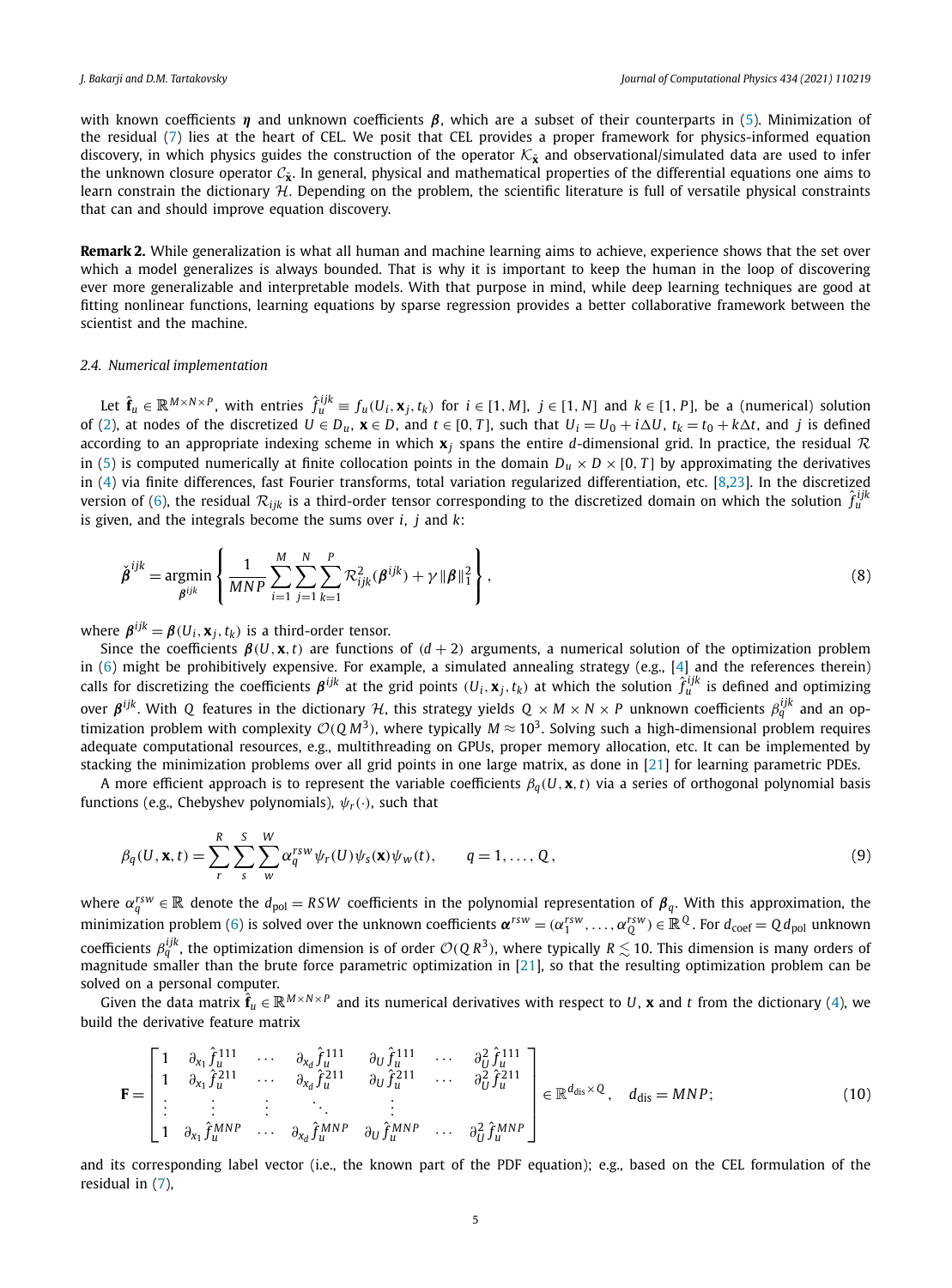with known coefficients $\boldsymbol{\eta}$ and unknown coefficients $\boldsymbol{\beta}$, which are a subset of their counterparts in (5). Minimization of the residual (7) lies at the heart of CEL. We posit that CEL provides a proper framework for physics-informed equation discovery, in which physics guides the construction of the operator $\mathcal{K}_{\tilde{\mathbf{x}}}$ and observational/simulated data are used to infer the unknown closure operator $\mathcal{C}_{\tilde{\mathbf{x}}}$. In general, physical and mathematical properties of the differential equations one aims to learn constrain the dictionary $\mathcal{H}$. Depending on the problem, the scientific literature is full of versatile physical constraints that can and should improve equation discovery.

**Remark 2.** While generalization is what all human and machine learning aims to achieve, experience shows that the set over which a model generalizes is always bounded. That is why it is important to keep the human in the loop of discovering ever more generalizable and interpretable models. With that purpose in mind, while deep learning techniques are good at fitting nonlinear functions, learning equations by sparse regression provides a better collaborative framework between the scientist and the machine.

### 2.4. Numerical implementation

Let $\hat{\mathbf{f}}_u \in \mathbb{R}^{M\times N\times P}$, with entries $\hat{f}_u^{ijk} \equiv f_u(U_i, \mathbf{x}_j, t_k)$ for $i \in [1, M]$, $j \in [1, N]$ and $k \in [1, P]$, be a (numerical) solution of (2), at nodes of the discretized $U \in D_u$, $\mathbf{x} \in D$, and $t \in [0, T]$, such that $U_i = U_0 + i\Delta U$, $t_k = t_0 + k\Delta t$, and $j$ is defined according to an appropriate indexing scheme in which $\mathbf{x}_j$ spans the entire $d$-dimensional grid. In practice, the residual $\mathcal{R}$ in (5) is computed numerically at finite collocation points in the domain $D_u \times D \times [0, T]$ by approximating the derivatives in (4) via finite differences, fast Fourier transforms, total variation regularized differentiation, etc. [8,23]. In the discretized version of (6), the residual $\mathcal{R}_{ijk}$ is a third-order tensor corresponding to the discretized domain on which the solution $\hat{f}_u^{ijk}$ is given, and the integrals become the sums over $i$, $j$ and $k$:

$$\check{\boldsymbol{\beta}}^{ijk} = \underset{\boldsymbol{\beta}^{ijk}}{\operatorname{argmin}} \left\{ \frac{1}{MNP} \sum_{i=1}^{M} \sum_{j=1}^{N} \sum_{k=1}^{P} \mathcal{R}^2_{ijk}(\boldsymbol{\beta}^{ijk}) + \gamma \|\boldsymbol{\beta}\|_1^2 \right\}, \tag{8}$$

where $\boldsymbol{\beta}^{ijk} = \boldsymbol{\beta}(U_i, \mathbf{x}_j, t_k)$ is a third-order tensor.

Since the coefficients $\boldsymbol{\beta}(U, \mathbf{x}, t)$ are functions of $(d + 2)$ arguments, a numerical solution of the optimization problem in (6) might be prohibitively expensive. For example, a simulated annealing strategy (e.g., [4] and the references therein) calls for discretizing the coefficients $\boldsymbol{\beta}^{ijk}$ at the grid points $(U_i, \mathbf{x}_j, t_k)$ at which the solution $\hat{f}_u^{ijk}$ is defined and optimizing over $\boldsymbol{\beta}^{ijk}$. With $Q$ features in the dictionary $\mathcal{H}$, this strategy yields $Q \times M \times N \times P$ unknown coefficients $\beta_q^{ijk}$ and an optimization problem with complexity $\mathcal{O}(Q M^3)$, where typically $M \approx 10^3$. Solving such a high-dimensional problem requires adequate computational resources, e.g., multithreading on GPUs, proper memory allocation, etc. It can be implemented by stacking the minimization problems over all grid points in one large matrix, as done in [21] for learning parametric PDEs.

A more efficient approach is to represent the variable coefficients $\beta_q(U, \mathbf{x}, t)$ via a series of orthogonal polynomial basis functions (e.g., Chebyshev polynomials), $\psi_r(\cdot)$, such that

$$\beta_q(U, \mathbf{x}, t) = \sum_{r}^{R} \sum_{s}^{S} \sum_{w}^{W} \alpha_q^{rsw} \psi_r(U) \psi_s(\mathbf{x}) \psi_w(t), \qquad q = 1, \ldots, Q, \tag{9}$$

where $\alpha_q^{rsw} \in \mathbb{R}$ denote the $d_{\text{pol}} = RSW$ coefficients in the polynomial representation of $\boldsymbol{\beta}_q$. With this approximation, the minimization problem (6) is solved over the unknown coefficients $\boldsymbol{\alpha}^{rsw} = (\alpha_1^{rsw}, \ldots, \alpha_Q^{rsw}) \in \mathbb{R}^Q$. For $d_{\text{coef}} = Q\, d_{\text{pol}}$ unknown coefficients $\beta_q^{ijk}$, the optimization dimension is of order $\mathcal{O}(Q R^3)$, where typically $R \lesssim 10$. This dimension is many orders of magnitude smaller than the brute force parametric optimization in [21], so that the resulting optimization problem can be solved on a personal computer.

Given the data matrix $\hat{\mathbf{f}}_u \in \mathbb{R}^{M\times N\times P}$ and its numerical derivatives with respect to $U$, $\mathbf{x}$ and $t$ from the dictionary (4), we build the derivative feature matrix

$$\mathbf{F} = \begin{bmatrix} 1 & \partial_{x_1} \hat{f}_u^{111} & \cdots & \partial_{x_d} \hat{f}_u^{111} & \partial_U \hat{f}_u^{111} & \cdots & \partial_U^2 \hat{f}_u^{111} \\ 1 & \partial_{x_1} \hat{f}_u^{211} & \cdots & \partial_{x_d} \hat{f}_u^{211} & \partial_U \hat{f}_u^{211} & \cdots & \partial_U^2 \hat{f}_u^{211} \\ \vdots & \vdots & \vdots & \ddots & \vdots & & \\ 1 & \partial_{x_1} \hat{f}_u^{MNP} & \cdots & \partial_{x_d} \hat{f}_u^{MNP} & \partial_U \hat{f}_u^{MNP} & \cdots & \partial_U^2 \hat{f}_u^{MNP} \end{bmatrix} \in \mathbb{R}^{d_{\text{dis}} \times Q}, \quad d_{\text{dis}} = MNP; \tag{10}$$

and its corresponding label vector (i.e., the known part of the PDF equation); e.g., based on the CEL formulation of the residual in (7),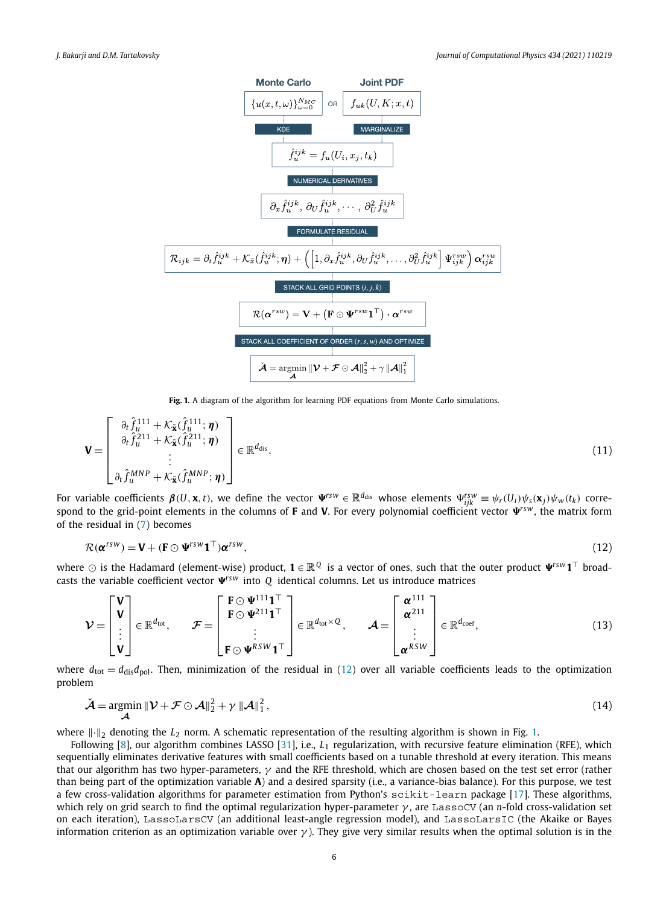**Monte Carlo** $\{u(x,t,\omega)\}_{\omega=0}^{N_{MC}}$ OR **Joint PDF** $f_{uk}(U,K;x,t)$

KDE / MARGINALIZE

$$\hat{f}_u^{ijk} = f_u(U_i, x_j, t_k)$$

NUMERICAL DERIVATIVES

$$\partial_x \hat{f}_u^{ijk}, \partial_U \hat{f}_u^{ijk}, \cdots, \partial_U^2 \hat{f}_u^{ijk}$$

FORMULATE RESIDUAL

$$\mathcal{R}_{ijk} = \partial_t \hat{f}_u^{ijk} + \mathcal{K}_{\tilde{x}}(\hat{f}_u^{ijk};\boldsymbol{\eta}) + \left(\left[1, \partial_x \hat{f}_u^{ijk}, \partial_U \hat{f}_u^{ijk}, \ldots, \partial_U^2 \hat{f}_u^{ijk}\right] \Psi_{ijk}^{rsw}\right) \boldsymbol{\alpha}_{ijk}^{rsw}$$

STACK ALL GRID POINTS $(i,j,k)$

$$\mathcal{R}(\boldsymbol{\alpha}^{rsw}) = \mathbf{V} + \left(\mathbf{F} \odot \boldsymbol{\Psi}^{rsw}\mathbf{1}^\top\right) \cdot \boldsymbol{\alpha}^{rsw}$$

STACK ALL COEFFICIENT OF ORDER $(r,s,w)$ AND OPTIMIZE

$$\check{\boldsymbol{\mathcal{A}}} = \underset{\boldsymbol{\mathcal{A}}}{\operatorname{argmin}} \|\boldsymbol{\mathcal{V}} + \boldsymbol{\mathcal{F}} \odot \boldsymbol{\mathcal{A}}\|_2^2 + \gamma \|\boldsymbol{\mathcal{A}}\|_1^2$$

**Fig. 1.** A diagram of the algorithm for learning PDF equations from Monte Carlo simulations.

$$\mathbf{V} = \begin{bmatrix} \partial_t \hat{f}_u^{111} + \mathcal{K}_{\tilde{\mathbf{x}}}(\hat{f}_u^{111};\boldsymbol{\eta}) \\ \partial_t \hat{f}_u^{211} + \mathcal{K}_{\tilde{\mathbf{x}}}(\hat{f}_u^{211};\boldsymbol{\eta}) \\ \vdots \\ \partial_t \hat{f}_u^{MNP} + \mathcal{K}_{\tilde{\mathbf{x}}}(\hat{f}_u^{MNP};\boldsymbol{\eta}) \end{bmatrix} \in \mathbb{R}^{d_{\text{dis}}}. \tag{11}$$

For variable coefficients $\boldsymbol{\beta}(U,\mathbf{x},t)$, we define the vector $\boldsymbol{\Psi}^{rsw} \in \mathbb{R}^{d_{\text{dis}}}$ whose elements $\Psi_{ijk}^{rsw} \equiv \psi_r(U_i)\psi_s(\mathbf{x}_j)\psi_w(t_k)$ correspond to the grid-point elements in the columns of $\mathbf{F}$ and $\mathbf{V}$. For every polynomial coefficient vector $\boldsymbol{\Psi}^{rsw}$, the matrix form of the residual in (7) becomes

$$\mathcal{R}(\boldsymbol{\alpha}^{rsw}) = \mathbf{V} + (\mathbf{F} \odot \boldsymbol{\Psi}^{rsw}\mathbf{1}^\top)\boldsymbol{\alpha}^{rsw}, \tag{12}$$

where $\odot$ is the Hadamard (element-wise) product, $\mathbf{1} \in \mathbb{R}^Q$ is a vector of ones, such that the outer product $\boldsymbol{\Psi}^{rsw}\mathbf{1}^\top$ broadcasts the variable coefficient vector $\boldsymbol{\Psi}^{rsw}$ into $Q$ identical columns. Let us introduce matrices

$$\boldsymbol{\mathcal{V}} = \begin{bmatrix} \mathbf{V} \\ \mathbf{V} \\ \vdots \\ \mathbf{V} \end{bmatrix} \in \mathbb{R}^{d_{\text{tot}}}, \qquad \boldsymbol{\mathcal{F}} = \begin{bmatrix} \mathbf{F} \odot \boldsymbol{\Psi}^{111}\mathbf{1}^\top \\ \mathbf{F} \odot \boldsymbol{\Psi}^{211}\mathbf{1}^\top \\ \vdots \\ \mathbf{F} \odot \boldsymbol{\Psi}^{RSW}\mathbf{1}^\top \end{bmatrix} \in \mathbb{R}^{d_{\text{tot}} \times Q}, \qquad \boldsymbol{\mathcal{A}} = \begin{bmatrix} \boldsymbol{\alpha}^{111} \\ \boldsymbol{\alpha}^{211} \\ \vdots \\ \boldsymbol{\alpha}^{RSW} \end{bmatrix} \in \mathbb{R}^{d_{\text{coef}}}, \tag{13}$$

where $d_{\text{tot}} = d_{\text{dis}} d_{\text{pol}}$. Then, minimization of the residual in (12) over all variable coefficients leads to the optimization problem

$$\check{\boldsymbol{\mathcal{A}}} = \underset{\boldsymbol{\mathcal{A}}}{\operatorname{argmin}} \|\boldsymbol{\mathcal{V}} + \boldsymbol{\mathcal{F}} \odot \boldsymbol{\mathcal{A}}\|_2^2 + \gamma \|\boldsymbol{\mathcal{A}}\|_1^2, \tag{14}$$

where $\|\cdot\|_2$ denoting the $L_2$ norm. A schematic representation of the resulting algorithm is shown in Fig. 1.

Following [8], our algorithm combines LASSO [31], i.e., $L_1$ regularization, with recursive feature elimination (RFE), which sequentially eliminates derivative features with small coefficients based on a tunable threshold at every iteration. This means that our algorithm has two hyper-parameters, $\gamma$ and the RFE threshold, which are chosen based on the test set error (rather than being part of the optimization variable $\mathbf{A}$) and a desired sparsity (i.e., a variance-bias balance). For this purpose, we test a few cross-validation algorithms for parameter estimation from Python's `scikit-learn` package [17]. These algorithms, which rely on grid search to find the optimal regularization hyper-parameter $\gamma$, are `LassoCV` (an $n$-fold cross-validation set on each iteration), `LassoLarsCV` (an additional least-angle regression model), and `LassoLarsIC` (the Akaike or Bayes information criterion as an optimization variable over $\gamma$). They give very similar results when the optimal solution is in the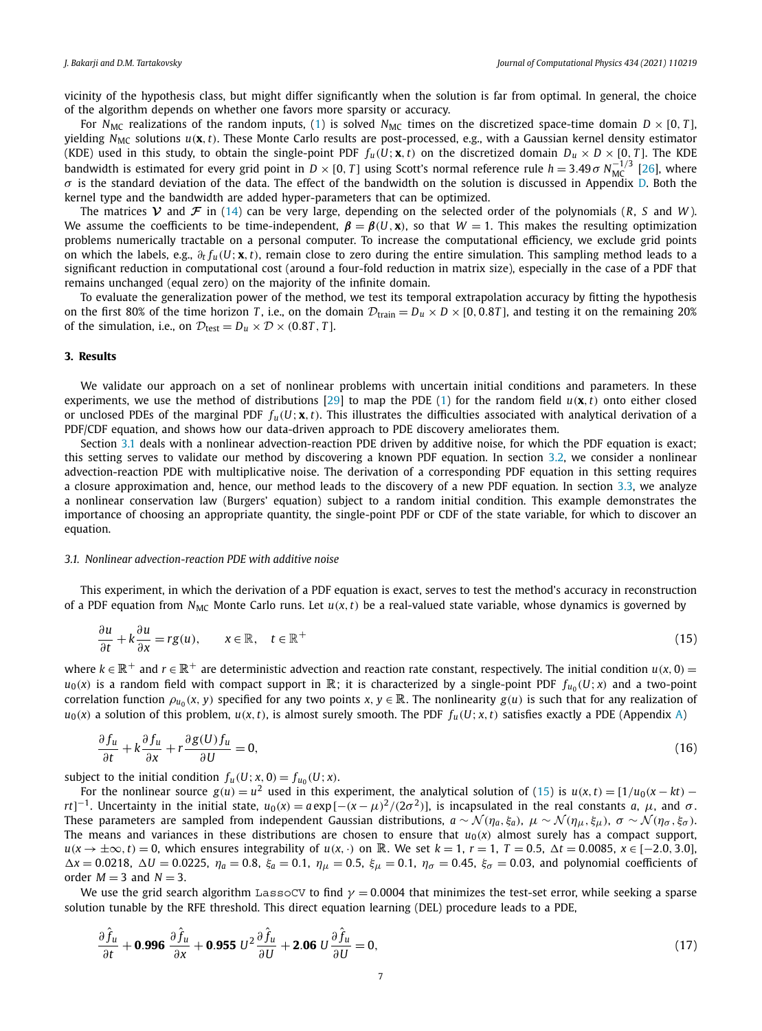vicinity of the hypothesis class, but might differ significantly when the solution is far from optimal. In general, the choice of the algorithm depends on whether one favors more sparsity or accuracy.

For $N_{\text{MC}}$ realizations of the random inputs, (1) is solved $N_{\text{MC}}$ times on the discretized space-time domain $D \times [0, T]$, yielding $N_{\text{MC}}$ solutions $u(\mathbf{x}, t)$. These Monte Carlo results are post-processed, e.g., with a Gaussian kernel density estimator (KDE) used in this study, to obtain the single-point PDF $f_u(U; \mathbf{x}, t)$ on the discretized domain $D_u \times D \times [0, T]$. The KDE bandwidth is estimated for every grid point in $D \times [0, T]$ using Scott's normal reference rule $h = 3.49\,\sigma\, N_{\text{MC}}^{-1/3}$ [26], where $\sigma$ is the standard deviation of the data. The effect of the bandwidth on the solution is discussed in Appendix D. Both the kernel type and the bandwidth are added hyper-parameters that can be optimized.

The matrices $\mathcal{V}$ and $\mathcal{F}$ in (14) can be very large, depending on the selected order of the polynomials ($R$, $S$ and $W$). We assume the coefficients to be time-independent, $\boldsymbol{\beta} = \boldsymbol{\beta}(U, \mathbf{x})$, so that $W = 1$. This makes the resulting optimization problems numerically tractable on a personal computer. To increase the computational efficiency, we exclude grid points on which the labels, e.g., $\partial_t f_u(U; \mathbf{x}, t)$, remain close to zero during the entire simulation. This sampling method leads to a significant reduction in computational cost (around a four-fold reduction in matrix size), especially in the case of a PDF that remains unchanged (equal zero) on the majority of the infinite domain.

To evaluate the generalization power of the method, we test its temporal extrapolation accuracy by fitting the hypothesis on the first 80% of the time horizon $T$, i.e., on the domain $\mathcal{D}_{\text{train}} = D_u \times D \times [0, 0.8T]$, and testing it on the remaining 20% of the simulation, i.e., on $\mathcal{D}_{\text{test}} = D_u \times \mathcal{D} \times (0.8T, T]$.

## 3. Results

We validate our approach on a set of nonlinear problems with uncertain initial conditions and parameters. In these experiments, we use the method of distributions [29] to map the PDE (1) for the random field $u(\mathbf{x}, t)$ onto either closed or unclosed PDEs of the marginal PDF $f_u(U; \mathbf{x}, t)$. This illustrates the difficulties associated with analytical derivation of a PDF/CDF equation, and shows how our data-driven approach to PDE discovery ameliorates them.

Section 3.1 deals with a nonlinear advection-reaction PDE driven by additive noise, for which the PDF equation is exact; this setting serves to validate our method by discovering a known PDF equation. In section 3.2, we consider a nonlinear advection-reaction PDE with multiplicative noise. The derivation of a corresponding PDF equation in this setting requires a closure approximation and, hence, our method leads to the discovery of a new PDF equation. In section 3.3, we analyze a nonlinear conservation law (Burgers' equation) subject to a random initial condition. This example demonstrates the importance of choosing an appropriate quantity, the single-point PDF or CDF of the state variable, for which to discover an equation.

### 3.1. Nonlinear advection-reaction PDE with additive noise

This experiment, in which the derivation of a PDF equation is exact, serves to test the method's accuracy in reconstruction of a PDF equation from $N_{\text{MC}}$ Monte Carlo runs. Let $u(x, t)$ be a real-valued state variable, whose dynamics is governed by

$$\frac{\partial u}{\partial t} + k\frac{\partial u}{\partial x} = r g(u), \qquad x \in \mathbb{R}, \quad t \in \mathbb{R}^+ \tag{15}$$

where $k \in \mathbb{R}^+$ and $r \in \mathbb{R}^+$ are deterministic advection and reaction rate constant, respectively. The initial condition $u(x, 0) = u_0(x)$ is a random field with compact support in $\mathbb{R}$; it is characterized by a single-point PDF $f_{u_0}(U; x)$ and a two-point correlation function $\rho_{u_0}(x, y)$ specified for any two points $x, y \in \mathbb{R}$. The nonlinearity $g(u)$ is such that for any realization of $u_0(x)$ a solution of this problem, $u(x, t)$, is almost surely smooth. The PDF $f_u(U; x, t)$ satisfies exactly a PDE (Appendix A)

$$\frac{\partial f_u}{\partial t} + k\frac{\partial f_u}{\partial x} + r\frac{\partial g(U) f_u}{\partial U} = 0, \tag{16}$$

subject to the initial condition $f_u(U; x, 0) = f_{u_0}(U; x)$.

For the nonlinear source $g(u) = u^2$ used in this experiment, the analytical solution of (15) is $u(x, t) = [1/u_0(x - kt) - rt]^{-1}$. Uncertainty in the initial state, $u_0(x) = a \exp[-(x - \mu)^2/(2\sigma^2)]$, is incapsulated in the real constants $a$, $\mu$, and $\sigma$. These parameters are sampled from independent Gaussian distributions, $a \sim \mathcal{N}(\eta_a, \xi_a)$, $\mu \sim \mathcal{N}(\eta_\mu, \xi_\mu)$, $\sigma \sim \mathcal{N}(\eta_\sigma, \xi_\sigma)$. The means and variances in these distributions are chosen to ensure that $u_0(x)$ almost surely has a compact support, $u(x \to \pm\infty, t) = 0$, which ensures integrability of $u(x, \cdot)$ on $\mathbb{R}$. We set $k = 1$, $r = 1$, $T = 0.5$, $\Delta t = 0.0085$, $x \in [-2.0, 3.0]$, $\Delta x = 0.0218$, $\Delta U = 0.0225$, $\eta_a = 0.8$, $\xi_a = 0.1$, $\eta_\mu = 0.5$, $\xi_\mu = 0.1$, $\eta_\sigma = 0.45$, $\xi_\sigma = 0.03$, and polynomial coefficients of order $M = 3$ and $N = 3$.

We use the grid search algorithm `LassoCV` to find $\gamma = 0.0004$ that minimizes the test-set error, while seeking a sparse solution tunable by the RFE threshold. This direct equation learning (DEL) procedure leads to a PDE,

$$\frac{\partial \hat{f}_u}{\partial t} + \mathbf{0.996}\,\frac{\partial \hat{f}_u}{\partial x} + \mathbf{0.955}\,U^2\frac{\partial \hat{f}_u}{\partial U} + \mathbf{2.06}\,U\frac{\partial \hat{f}_u}{\partial U} = 0, \tag{17}$$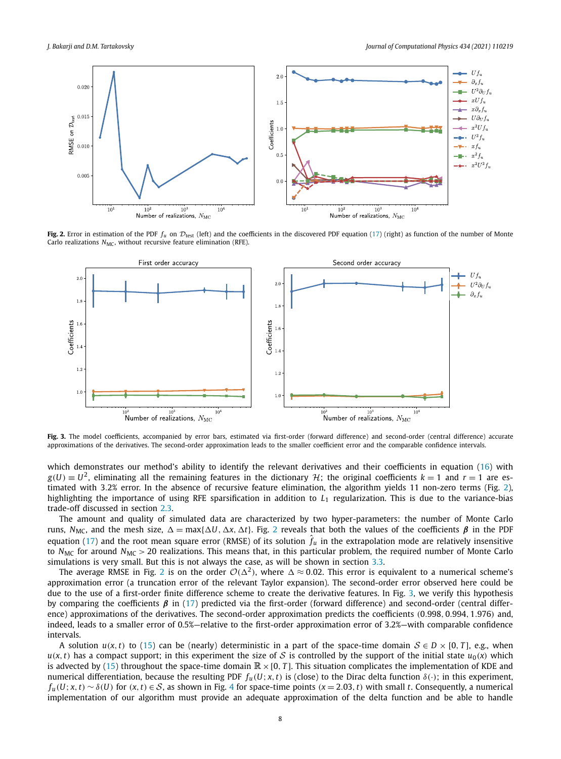**Fig. 2.** Error in estimation of the PDF $f_u$ on $\mathcal{D}_{\text{test}}$ (left) and the coefficients in the discovered PDF equation (17) (right) as function of the number of Monte Carlo realizations $N_{\text{MC}}$, without recursive feature elimination (RFE).

**Fig. 3.** The model coefficients, accompanied by error bars, estimated via first-order (forward difference) and second-order (central difference) accurate approximations of the derivatives. The second-order approximation leads to the smaller coefficient error and the comparable confidence intervals.

which demonstrates our method's ability to identify the relevant derivatives and their coefficients in equation (16) with $g(U) \equiv U^2$, eliminating all the remaining features in the dictionary $\mathcal{H}$; the original coefficients $k = 1$ and $r = 1$ are estimated with 3.2% error. In the absence of recursive feature elimination, the algorithm yields 11 non-zero terms (Fig. 2), highlighting the importance of using RFE sparsification in addition to $L_1$ regularization. This is due to the variance-bias trade-off discussed in section 2.3.

The amount and quality of simulated data are characterized by two hyper-parameters: the number of Monte Carlo runs, $N_{\text{MC}}$, and the mesh size, $\Delta = \max\{\Delta U, \Delta x, \Delta t\}$. Fig. 2 reveals that both the values of the coefficients $\boldsymbol{\beta}$ in the PDF equation (17) and the root mean square error (RMSE) of its solution $\hat{f}_u$ in the extrapolation mode are relatively insensitive to $N_{\text{MC}}$ for around $N_{\text{MC}} > 20$ realizations. This means that, in this particular problem, the required number of Monte Carlo simulations is very small. But this is not always the case, as will be shown in section 3.3.

The average RMSE in Fig. 2 is on the order $\mathcal{O}(\Delta^2)$, where $\Delta \approx 0.02$. This error is equivalent to a numerical scheme's approximation error (a truncation error of the relevant Taylor expansion). The second-order error observed here could be due to the use of a first-order finite difference scheme to create the derivative features. In Fig. 3, we verify this hypothesis by comparing the coefficients $\boldsymbol{\beta}$ in (17) predicted via the first-order (forward difference) and second-order (central difference) approximations of the derivatives. The second-order approximation predicts the coefficients $(0.998, 0.994, 1.976)$ and, indeed, leads to a smaller error of 0.5%—relative to the first-order approximation error of 3.2%—with comparable confidence intervals.

A solution $u(x, t)$ to (15) can be (nearly) deterministic in a part of the space-time domain $\mathcal{S} \in D \times [0, T]$, e.g., when $u(x, t)$ has a compact support; in this experiment the size of $\mathcal{S}$ is controlled by the support of the initial state $u_0(x)$ which is advected by (15) throughout the space-time domain $\mathbb{R} \times [0, T]$. This situation complicates the implementation of KDE and numerical differentiation, because the resulting PDF $f_u(U; x, t)$ is (close) to the Dirac delta function $\delta(\cdot)$; in this experiment, $f_u(U; x, t) \sim \delta(U)$ for $(x, t) \in \mathcal{S}$, as shown in Fig. 4 for space-time points $(x = 2.03, t)$ with small $t$. Consequently, a numerical implementation of our algorithm must provide an adequate approximation of the delta function and be able to handle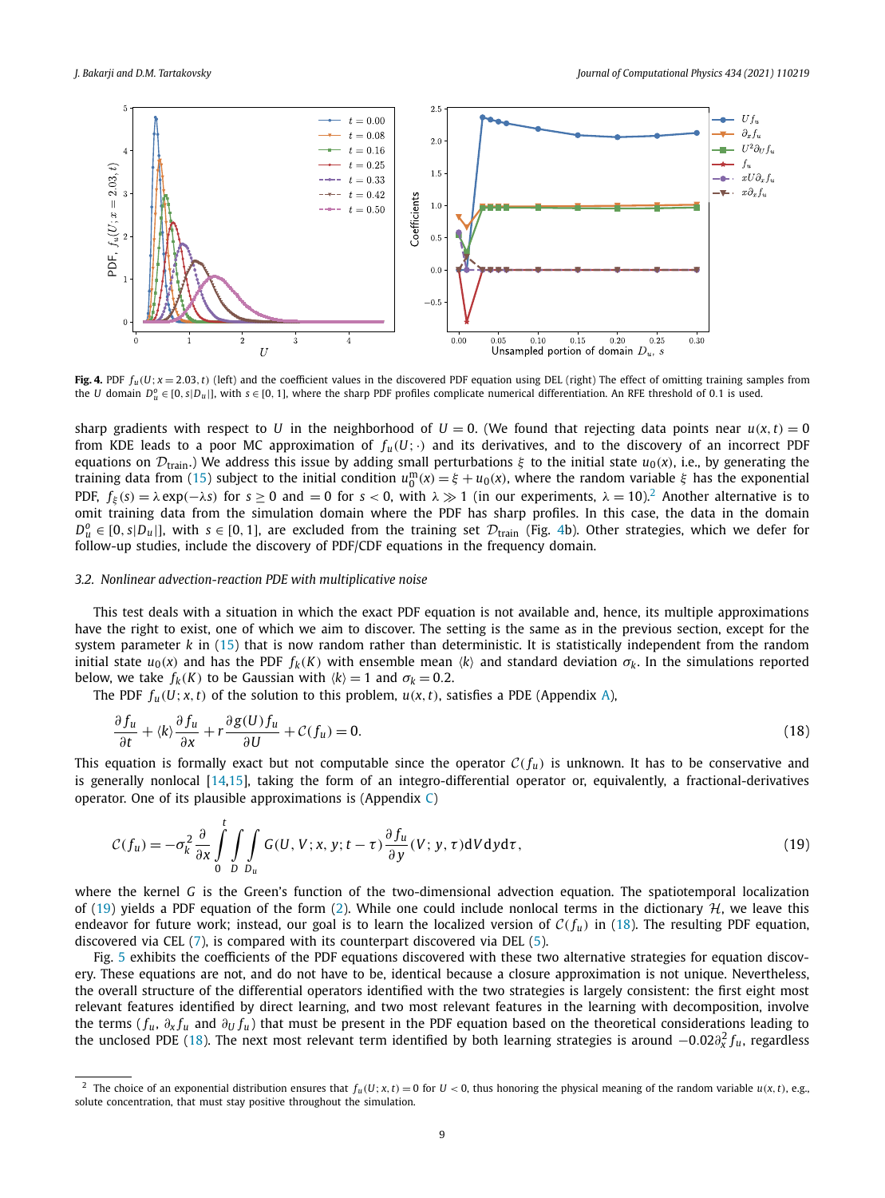**Fig. 4.** PDF $f_u(U; x = 2.03, t)$ (left) and the coefficient values in the discovered PDF equation using DEL (right) The effect of omitting training samples from the $U$ domain $D_u^o \in [0, s|D_u|]$, with $s \in [0, 1]$, where the sharp PDF profiles complicate numerical differentiation. An RFE threshold of 0.1 is used.

sharp gradients with respect to $U$ in the neighborhood of $U = 0$. (We found that rejecting data points near $u(x, t) = 0$ from KDE leads to a poor MC approximation of $f_u(U; \cdot)$ and its derivatives, and to the discovery of an incorrect PDF equations on $\mathcal{D}_{\text{train}}$.) We address this issue by adding small perturbations $\xi$ to the initial state $u_0(x)$, i.e., by generating the training data from (15) subject to the initial condition $u_0^{\text{m}}(x) = \xi + u_0(x)$, where the random variable $\xi$ has the exponential PDF, $f_\xi(s) = \lambda \exp(-\lambda s)$ for $s \geq 0$ and $= 0$ for $s < 0$, with $\lambda \gg 1$ (in our experiments, $\lambda = 10$).[2] Another alternative is to omit training data from the simulation domain where the PDF has sharp profiles. In this case, the data in the domain $D_u^o \in [0, s|D_u|]$, with $s \in [0, 1]$, are excluded from the training set $\mathcal{D}_{\text{train}}$ (Fig. 4b). Other strategies, which we defer for follow-up studies, include the discovery of PDF/CDF equations in the frequency domain.

### 3.2. Nonlinear advection-reaction PDE with multiplicative noise

This test deals with a situation in which the exact PDF equation is not available and, hence, its multiple approximations have the right to exist, one of which we aim to discover. The setting is the same as in the previous section, except for the system parameter $k$ in (15) that is now random rather than deterministic. It is statistically independent from the random initial state $u_0(x)$ and has the PDF $f_k(K)$ with ensemble mean $\langle k \rangle$ and standard deviation $\sigma_k$. In the simulations reported below, we take $f_k(K)$ to be Gaussian with $\langle k \rangle = 1$ and $\sigma_k = 0.2$.

The PDF $f_u(U; x, t)$ of the solution to this problem, $u(x, t)$, satisfies a PDE (Appendix A),

$$\frac{\partial f_u}{\partial t} + \langle k \rangle \frac{\partial f_u}{\partial x} + r \frac{\partial g(U) f_u}{\partial U} + \mathcal{C}(f_u) = 0. \tag{18}$$

This equation is formally exact but not computable since the operator $\mathcal{C}(f_u)$ is unknown. It has to be conservative and is generally nonlocal [14,15], taking the form of an integro-differential operator or, equivalently, a fractional-derivatives operator. One of its plausible approximations is (Appendix C)

$$\mathcal{C}(f_u) = -\sigma_k^2 \frac{\partial}{\partial x} \int_0^t \int_D \int_{D_u} G(U, V; x, y; t - \tau) \frac{\partial f_u}{\partial y}(V; y, \tau) \mathrm{d}V \mathrm{d}y \mathrm{d}\tau, \tag{19}$$

where the kernel $G$ is the Green's function of the two-dimensional advection equation. The spatiotemporal localization of (19) yields a PDF equation of the form (2). While one could include nonlocal terms in the dictionary $\mathcal{H}$, we leave this endeavor for future work; instead, our goal is to learn the localized version of $\mathcal{C}(f_u)$ in (18). The resulting PDF equation, discovered via CEL (7), is compared with its counterpart discovered via DEL (5).

Fig. 5 exhibits the coefficients of the PDF equations discovered with these two alternative strategies for equation discovery. These equations are not, and do not have to be, identical because a closure approximation is not unique. Nevertheless, the overall structure of the differential operators identified with the two strategies is largely consistent: the first eight most relevant features identified by direct learning, and two most relevant features in the learning with decomposition, involve the terms ($f_u$, $\partial_x f_u$ and $\partial_U f_u$) that must be present in the PDF equation based on the theoretical considerations leading to the unclosed PDE (18). The next most relevant term identified by both learning strategies is around $-0.02 \partial_x^2 f_u$, regardless

[2] The choice of an exponential distribution ensures that $f_u(U; x, t) = 0$ for $U < 0$, thus honoring the physical meaning of the random variable $u(x, t)$, e.g., solute concentration, that must stay positive throughout the simulation.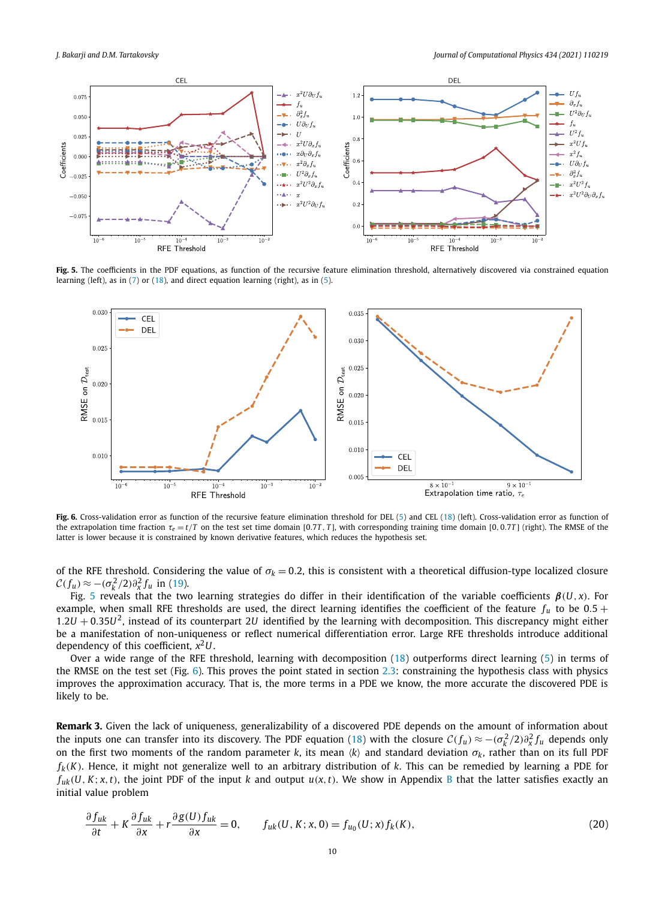**Fig. 5.** The coefficients in the PDF equations, as function of the recursive feature elimination threshold, alternatively discovered via constrained equation learning (left), as in (7) or (18), and direct equation learning (right), as in (5).

**Fig. 6.** Cross-validation error as function of the recursive feature elimination threshold for DEL (5) and CEL (18) (left). Cross-validation error as function of the extrapolation time fraction $\tau_e = t/T$ on the test set time domain $[0.7T, T]$, with corresponding training time domain $[0, 0.7T]$ (right). The RMSE of the latter is lower because it is constrained by known derivative features, which reduces the hypothesis set.

of the RFE threshold. Considering the value of $\sigma_k = 0.2$, this is consistent with a theoretical diffusion-type localized closure $\mathcal{C}(f_u) \approx -(\sigma_k^2/2)\partial_x^2 f_u$ in (19).

Fig. 5 reveals that the two learning strategies do differ in their identification of the variable coefficients $\boldsymbol{\beta}(U, x)$. For example, when small RFE thresholds are used, the direct learning identifies the coefficient of the feature $f_u$ to be $0.5 + 1.2U + 0.35U^2$, instead of its counterpart $2U$ identified by the learning with decomposition. This discrepancy might either be a manifestation of non-uniqueness or reflect numerical differentiation error. Large RFE thresholds introduce additional dependency of this coefficient, $x^2 U$.

Over a wide range of the RFE threshold, learning with decomposition (18) outperforms direct learning (5) in terms of the RMSE on the test set (Fig. 6). This proves the point stated in section 2.3: constraining the hypothesis class with physics improves the approximation accuracy. That is, the more terms in a PDE we know, the more accurate the discovered PDE is likely to be.

**Remark 3.** Given the lack of uniqueness, generalizability of a discovered PDE depends on the amount of information about the inputs one can transfer into its discovery. The PDF equation (18) with the closure $\mathcal{C}(f_u) \approx -(\sigma_k^2/2)\partial_x^2 f_u$ depends only on the first two moments of the random parameter $k$, its mean $\langle k \rangle$ and standard deviation $\sigma_k$, rather than on its full PDF $f_k(K)$. Hence, it might not generalize well to an arbitrary distribution of $k$. This can be remedied by learning a PDE for $f_{uk}(U, K; x, t)$, the joint PDF of the input $k$ and output $u(x, t)$. We show in Appendix B that the latter satisfies exactly an initial value problem

$$\frac{\partial f_{uk}}{\partial t} + K \frac{\partial f_{uk}}{\partial x} + r \frac{\partial g(U) f_{uk}}{\partial x} = 0, \qquad f_{uk}(U, K; x, 0) = f_{u_0}(U; x) f_k(K), \tag{20}$$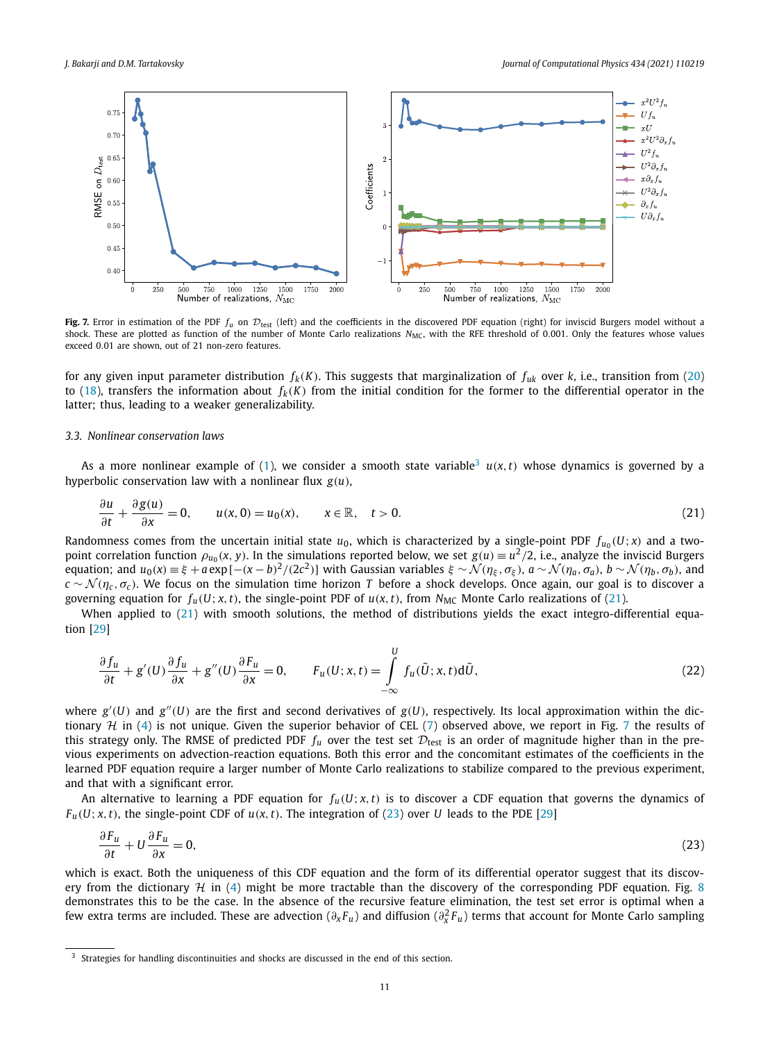**Fig. 7.** Error in estimation of the PDF $f_u$ on $\mathcal{D}_{\text{test}}$ (left) and the coefficients in the discovered PDF equation (right) for inviscid Burgers model without a shock. These are plotted as function of the number of Monte Carlo realizations $N_{\text{MC}}$, with the RFE threshold of 0.001. Only the features whose values exceed 0.01 are shown, out of 21 non-zero features.

for any given input parameter distribution $f_k(K)$. This suggests that marginalization of $f_{uk}$ over $k$, i.e., transition from (20) to (18), transfers the information about $f_k(K)$ from the initial condition for the former to the differential operator in the latter; thus, leading to a weaker generalizability.

### 3.3. Nonlinear conservation laws

As a more nonlinear example of (1), we consider a smooth state variable[3] $u(x,t)$ whose dynamics is governed by a hyperbolic conservation law with a nonlinear flux $g(u)$,

$$\frac{\partial u}{\partial t} + \frac{\partial g(u)}{\partial x} = 0, \qquad u(x,0) = u_0(x), \qquad x \in \mathbb{R}, \quad t > 0. \tag{21}$$

Randomness comes from the uncertain initial state $u_0$, which is characterized by a single-point PDF $f_{u_0}(U;x)$ and a two-point correlation function $\rho_{u_0}(x,y)$. In the simulations reported below, we set $g(u) \equiv u^2/2$, i.e., analyze the inviscid Burgers equation; and $u_0(x) \equiv \xi + a\exp[-(x-b)^2/(2c^2)]$ with Gaussian variables $\xi \sim \mathcal{N}(\eta_\xi, \sigma_\xi)$, $a \sim \mathcal{N}(\eta_a, \sigma_a)$, $b \sim \mathcal{N}(\eta_b, \sigma_b)$, and $c \sim \mathcal{N}(\eta_c, \sigma_c)$. We focus on the simulation time horizon $T$ before a shock develops. Once again, our goal is to discover a governing equation for $f_u(U;x,t)$, the single-point PDF of $u(x,t)$, from $N_{\text{MC}}$ Monte Carlo realizations of (21).

When applied to (21) with smooth solutions, the method of distributions yields the exact integro-differential equation [29]

$$\frac{\partial f_u}{\partial t} + g'(U)\frac{\partial f_u}{\partial x} + g''(U)\frac{\partial F_u}{\partial x} = 0, \qquad F_u(U;x,t) = \int_{-\infty}^{U} f_u(\tilde{U};x,t)\mathrm{d}\tilde{U}, \tag{22}$$

where $g'(U)$ and $g''(U)$ are the first and second derivatives of $g(U)$, respectively. Its local approximation within the dictionary $\mathcal{H}$ in (4) is not unique. Given the superior behavior of CEL (7) observed above, we report in Fig. 7 the results of this strategy only. The RMSE of predicted PDF $f_u$ over the test set $\mathcal{D}_{\text{test}}$ is an order of magnitude higher than in the previous experiments on advection-reaction equations. Both this error and the concomitant estimates of the coefficients in the learned PDF equation require a larger number of Monte Carlo realizations to stabilize compared to the previous experiment, and that with a significant error.

An alternative to learning a PDF equation for $f_u(U;x,t)$ is to discover a CDF equation that governs the dynamics of $F_u(U;x,t)$, the single-point CDF of $u(x,t)$. The integration of (23) over $U$ leads to the PDE [29]

$$\frac{\partial F_u}{\partial t} + U\frac{\partial F_u}{\partial x} = 0, \tag{23}$$

which is exact. Both the uniqueness of this CDF equation and the form of its differential operator suggest that its discovery from the dictionary $\mathcal{H}$ in (4) might be more tractable than the discovery of the corresponding PDF equation. Fig. 8 demonstrates this to be the case. In the absence of the recursive feature elimination, the test set error is optimal when a few extra terms are included. These are advection ($\partial_x F_u$) and diffusion ($\partial_x^2 F_u$) terms that account for Monte Carlo sampling

[3] Strategies for handling discontinuities and shocks are discussed in the end of this section.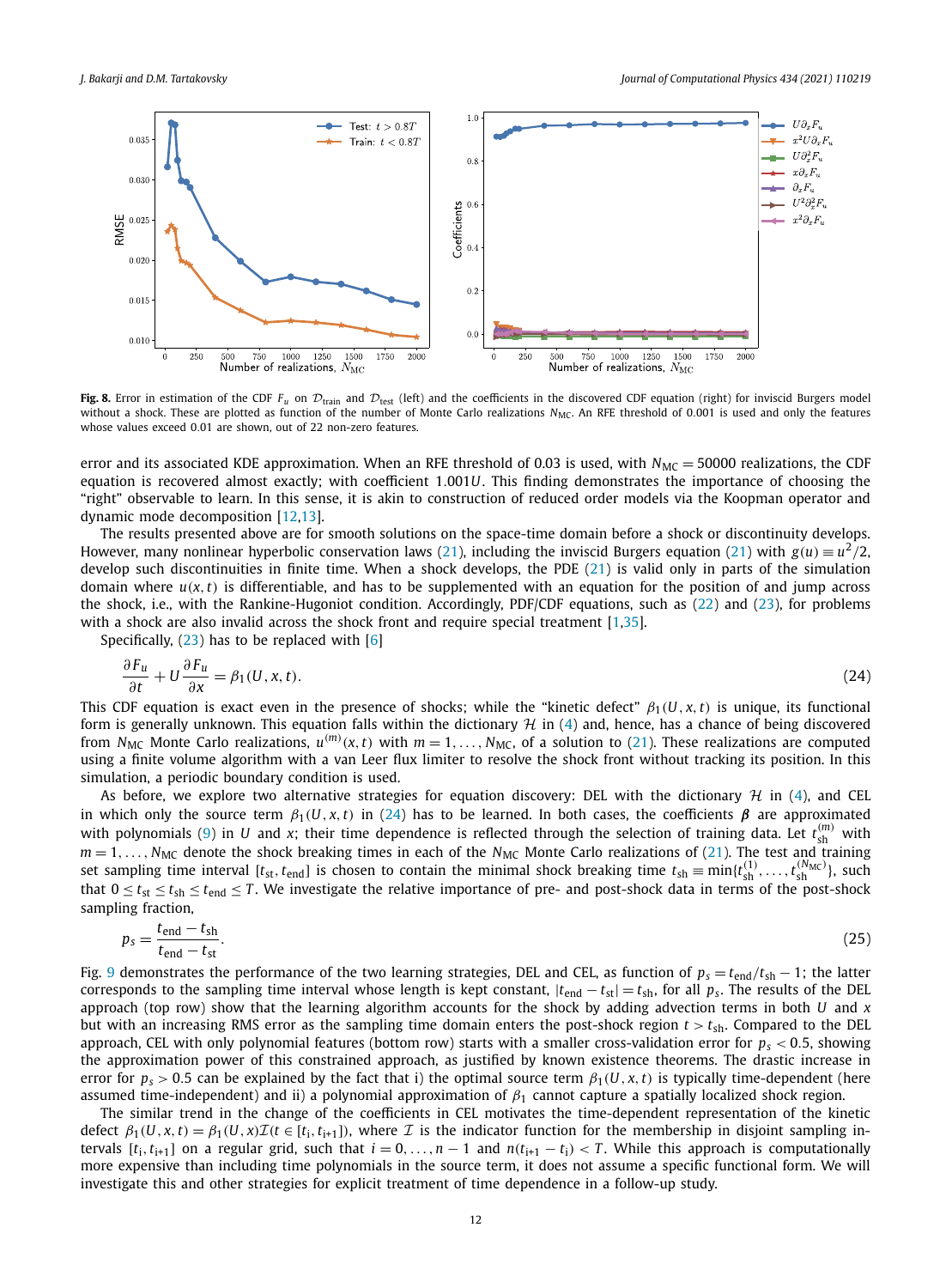**Fig. 8.** Error in estimation of the CDF $F_u$ on $\mathcal{D}_{\text{train}}$ and $\mathcal{D}_{\text{test}}$ (left) and the coefficients in the discovered CDF equation (right) for inviscid Burgers model without a shock. These are plotted as function of the number of Monte Carlo realizations $N_{\text{MC}}$. An RFE threshold of 0.001 is used and only the features whose values exceed 0.01 are shown, out of 22 non-zero features.

error and its associated KDE approximation. When an RFE threshold of 0.03 is used, with $N_{\text{MC}} = 50000$ realizations, the CDF equation is recovered almost exactly; with coefficient $1.001U$. This finding demonstrates the importance of choosing the "right" observable to learn. In this sense, it is akin to construction of reduced order models via the Koopman operator and dynamic mode decomposition [12,13].

The results presented above are for smooth solutions on the space-time domain before a shock or discontinuity develops. However, many nonlinear hyperbolic conservation laws (21), including the inviscid Burgers equation (21) with $g(u) \equiv u^2/2$, develop such discontinuities in finite time. When a shock develops, the PDE (21) is valid only in parts of the simulation domain where $u(x,t)$ is differentiable, and has to be supplemented with an equation for the position of and jump across the shock, i.e., with the Rankine-Hugoniot condition. Accordingly, PDF/CDF equations, such as (22) and (23), for problems with a shock are also invalid across the shock front and require special treatment [1,35].

Specifically, (23) has to be replaced with [6]

$$\frac{\partial F_u}{\partial t} + U\frac{\partial F_u}{\partial x} = \beta_1(U, x, t). \tag{24}$$

This CDF equation is exact even in the presence of shocks; while the "kinetic defect" $\beta_1(U, x, t)$ is unique, its functional form is generally unknown. This equation falls within the dictionary $\mathcal{H}$ in (4) and, hence, has a chance of being discovered from $N_{\text{MC}}$ Monte Carlo realizations, $u^{(m)}(x,t)$ with $m = 1, \ldots, N_{\text{MC}}$, of a solution to (21). These realizations are computed using a finite volume algorithm with a van Leer flux limiter to resolve the shock front without tracking its position. In this simulation, a periodic boundary condition is used.

As before, we explore two alternative strategies for equation discovery: DEL with the dictionary $\mathcal{H}$ in (4), and CEL in which only the source term $\beta_1(U, x, t)$ in (24) has to be learned. In both cases, the coefficients $\boldsymbol{\beta}$ are approximated with polynomials (9) in $U$ and $x$; their time dependence is reflected through the selection of training data. Let $t_{\text{sh}}^{(m)}$ with $m = 1, \ldots, N_{\text{MC}}$ denote the shock breaking times in each of the $N_{\text{MC}}$ Monte Carlo realizations of (21). The test and training set sampling time interval $[t_{\text{st}}, t_{\text{end}}]$ is chosen to contain the minimal shock breaking time $t_{\text{sh}} \equiv \min\{t_{\text{sh}}^{(1)}, \ldots, t_{\text{sh}}^{(N_{\text{MC}})}\}$, such that $0 \le t_{\text{st}} \le t_{\text{sh}} \le t_{\text{end}} \le T$. We investigate the relative importance of pre- and post-shock data in terms of the post-shock sampling fraction,

$$p_s = \frac{t_{\text{end}} - t_{\text{sh}}}{t_{\text{end}} - t_{\text{st}}}. \tag{25}$$

Fig. 9 demonstrates the performance of the two learning strategies, DEL and CEL, as function of $p_s = t_{\text{end}}/t_{\text{sh}} - 1$; the latter corresponds to the sampling time interval whose length is kept constant, $|t_{\text{end}} - t_{\text{st}}| = t_{\text{sh}}$, for all $p_s$. The results of the DEL approach (top row) show that the learning algorithm accounts for the shock by adding advection terms in both $U$ and $x$ but with an increasing RMS error as the sampling time domain enters the post-shock region $t > t_{\text{sh}}$. Compared to the DEL approach, CEL with only polynomial features (bottom row) starts with a smaller cross-validation error for $p_s < 0.5$, showing the approximation power of this constrained approach, as justified by known existence theorems. The drastic increase in error for $p_s > 0.5$ can be explained by the fact that i) the optimal source term $\beta_1(U, x, t)$ is typically time-dependent (here assumed time-independent) and ii) a polynomial approximation of $\beta_1$ cannot capture a spatially localized shock region.

The similar trend in the change of the coefficients in CEL motivates the time-dependent representation of the kinetic defect $\beta_1(U, x, t) = \beta_1(U, x)\mathcal{I}(t \in [t_i, t_{i+1}])$, where $\mathcal{I}$ is the indicator function for the membership in disjoint sampling intervals $[t_i, t_{i+1}]$ on a regular grid, such that $i = 0, \ldots, n-1$ and $n(t_{i+1} - t_i) < T$. While this approach is computationally more expensive than including time polynomials in the source term, it does not assume a specific functional form. We will investigate this and other strategies for explicit treatment of time dependence in a follow-up study.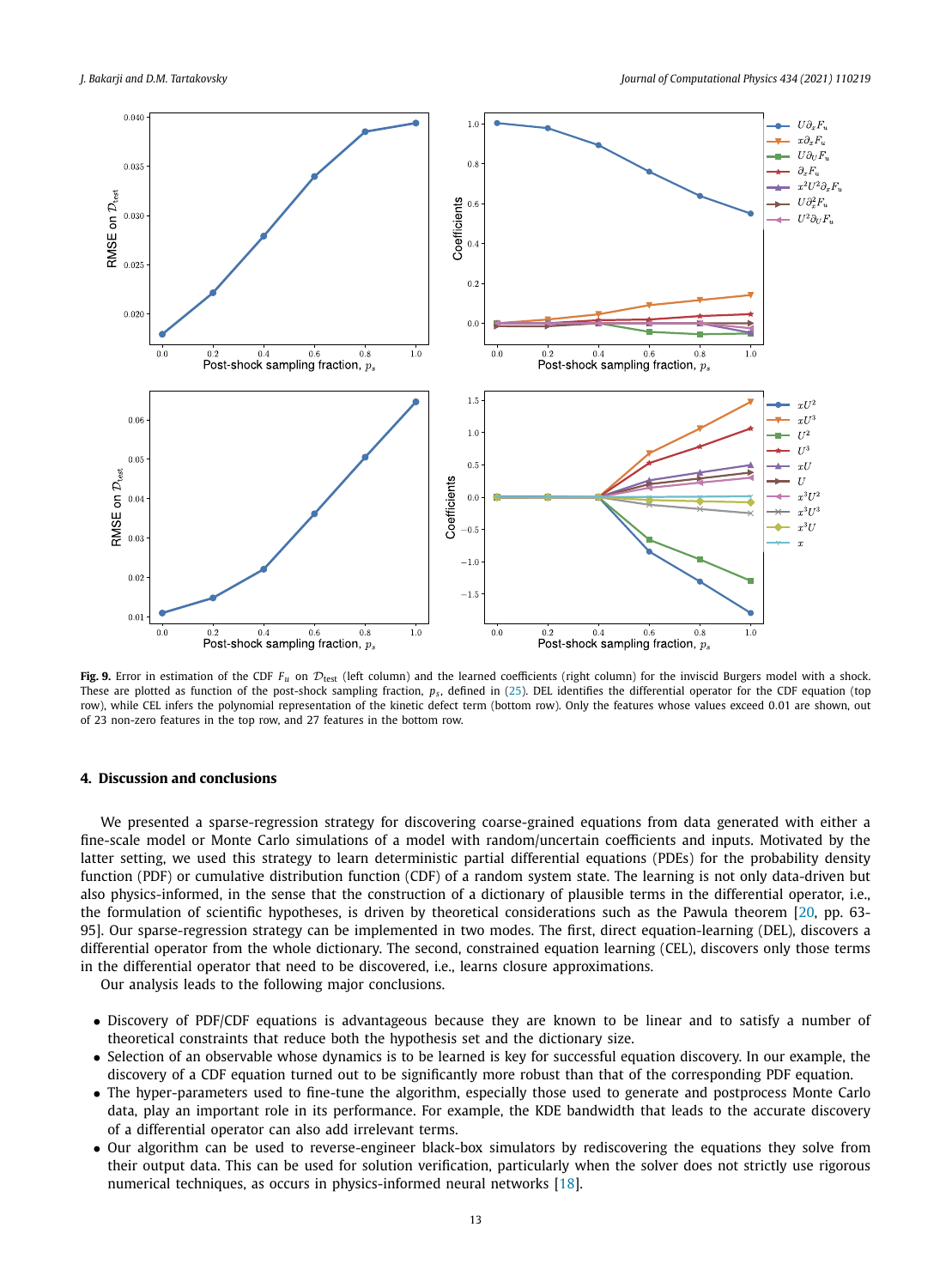**Fig. 9.** Error in estimation of the CDF $F_u$ on $\mathcal{D}_{\text{test}}$ (left column) and the learned coefficients (right column) for the inviscid Burgers model with a shock. These are plotted as function of the post-shock sampling fraction, $p_s$, defined in (25). DEL identifies the differential operator for the CDF equation (top row), while CEL infers the polynomial representation of the kinetic defect term (bottom row). Only the features whose values exceed 0.01 are shown, out of 23 non-zero features in the top row, and 27 features in the bottom row.

## 4. Discussion and conclusions

We presented a sparse-regression strategy for discovering coarse-grained equations from data generated with either a fine-scale model or Monte Carlo simulations of a model with random/uncertain coefficients and inputs. Motivated by the latter setting, we used this strategy to learn deterministic partial differential equations (PDEs) for the probability density function (PDF) or cumulative distribution function (CDF) of a random system state. The learning is not only data-driven but also physics-informed, in the sense that the construction of a dictionary of plausible terms in the differential operator, i.e., the formulation of scientific hypotheses, is driven by theoretical considerations such as the Pawula theorem [20, pp. 63-95]. Our sparse-regression strategy can be implemented in two modes. The first, direct equation-learning (DEL), discovers a differential operator from the whole dictionary. The second, constrained equation learning (CEL), discovers only those terms in the differential operator that need to be discovered, i.e., learns closure approximations.

Our analysis leads to the following major conclusions.

- Discovery of PDF/CDF equations is advantageous because they are known to be linear and to satisfy a number of theoretical constraints that reduce both the hypothesis set and the dictionary size.
- Selection of an observable whose dynamics is to be learned is key for successful equation discovery. In our example, the discovery of a CDF equation turned out to be significantly more robust than that of the corresponding PDF equation.
- The hyper-parameters used to fine-tune the algorithm, especially those used to generate and postprocess Monte Carlo data, play an important role in its performance. For example, the KDE bandwidth that leads to the accurate discovery of a differential operator can also add irrelevant terms.
- Our algorithm can be used to reverse-engineer black-box simulators by rediscovering the equations they solve from their output data. This can be used for solution verification, particularly when the solver does not strictly use rigorous numerical techniques, as occurs in physics-informed neural networks [18].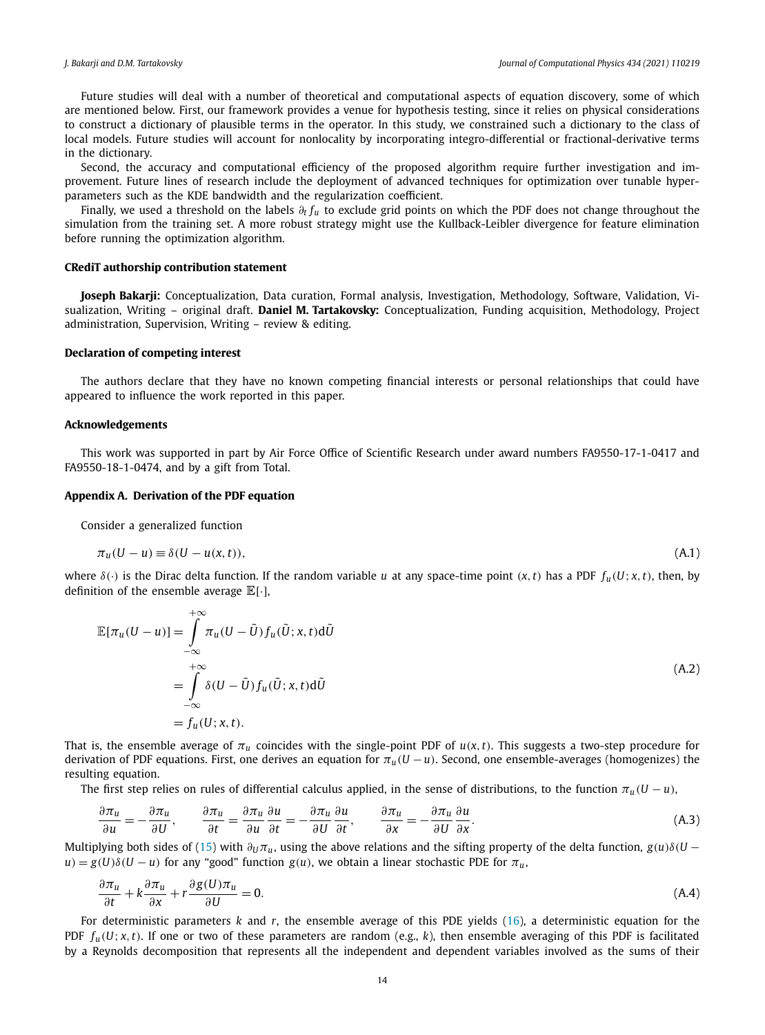Future studies will deal with a number of theoretical and computational aspects of equation discovery, some of which are mentioned below. First, our framework provides a venue for hypothesis testing, since it relies on physical considerations to construct a dictionary of plausible terms in the operator. In this study, we constrained such a dictionary to the class of local models. Future studies will account for nonlocality by incorporating integro-differential or fractional-derivative terms in the dictionary.

Second, the accuracy and computational efficiency of the proposed algorithm require further investigation and improvement. Future lines of research include the deployment of advanced techniques for optimization over tunable hyperparameters such as the KDE bandwidth and the regularization coefficient.

Finally, we used a threshold on the labels $\partial_t f_u$ to exclude grid points on which the PDF does not change throughout the simulation from the training set. A more robust strategy might use the Kullback-Leibler divergence for feature elimination before running the optimization algorithm.

### CRediT authorship contribution statement

**Joseph Bakarji:** Conceptualization, Data curation, Formal analysis, Investigation, Methodology, Software, Validation, Visualization, Writing – original draft. **Daniel M. Tartakovsky:** Conceptualization, Funding acquisition, Methodology, Project administration, Supervision, Writing – review & editing.

### Declaration of competing interest

The authors declare that they have no known competing financial interests or personal relationships that could have appeared to influence the work reported in this paper.

### Acknowledgements

This work was supported in part by Air Force Office of Scientific Research under award numbers FA9550-17-1-0417 and FA9550-18-1-0474, and by a gift from Total.

### Appendix A. Derivation of the PDF equation

Consider a generalized function

$$\pi_u(U - u) \equiv \delta(U - u(x,t)), \tag{A.1}$$

where $\delta(\cdot)$ is the Dirac delta function. If the random variable $u$ at any space-time point $(x,t)$ has a PDF $f_u(U; x, t)$, then, by definition of the ensemble average $\mathbb{E}[\cdot]$,

$$\begin{aligned}
\mathbb{E}[\pi_u(U-u)] &= \int_{-\infty}^{+\infty} \pi_u(U-\tilde{U}) f_u(\tilde{U}; x, t) \mathrm{d}\tilde{U} \\
&= \int_{-\infty}^{+\infty} \delta(U-\tilde{U}) f_u(\tilde{U}; x, t) \mathrm{d}\tilde{U} \\
&= f_u(U; x, t).
\end{aligned} \tag{A.2}$$

That is, the ensemble average of $\pi_u$ coincides with the single-point PDF of $u(x,t)$. This suggests a two-step procedure for derivation of PDF equations. First, one derives an equation for $\pi_u(U-u)$. Second, one ensemble-averages (homogenizes) the resulting equation.

The first step relies on rules of differential calculus applied, in the sense of distributions, to the function $\pi_u(U-u)$,

$$\frac{\partial \pi_u}{\partial u} = -\frac{\partial \pi_u}{\partial U}, \qquad \frac{\partial \pi_u}{\partial t} = \frac{\partial \pi_u}{\partial u}\frac{\partial u}{\partial t} = -\frac{\partial \pi_u}{\partial U}\frac{\partial u}{\partial t}, \qquad \frac{\partial \pi_u}{\partial x} = -\frac{\partial \pi_u}{\partial U}\frac{\partial u}{\partial x}. \tag{A.3}$$

Multiplying both sides of (15) with $\partial_U \pi_u$, using the above relations and the sifting property of the delta function, $g(u)\delta(U - u) = g(U)\delta(U-u)$ for any "good" function $g(u)$, we obtain a linear stochastic PDE for $\pi_u$,

$$\frac{\partial \pi_u}{\partial t} + k\frac{\partial \pi_u}{\partial x} + r\frac{\partial g(U)\pi_u}{\partial U} = 0. \tag{A.4}$$

For deterministic parameters $k$ and $r$, the ensemble average of this PDE yields (16), a deterministic equation for the PDF $f_u(U; x, t)$. If one or two of these parameters are random (e.g., $k$), then ensemble averaging of this PDF is facilitated by a Reynolds decomposition that represents all the independent and dependent variables involved as the sums of their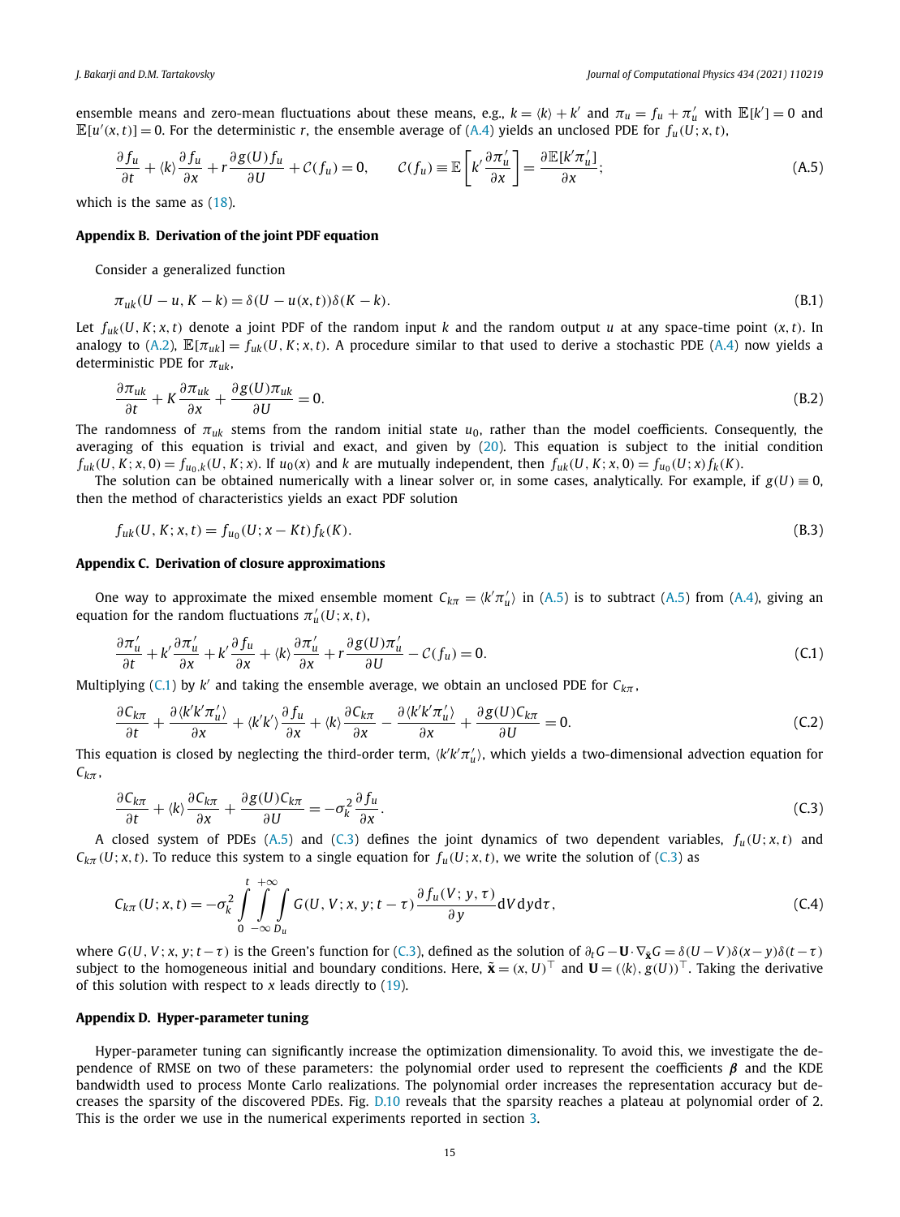ensemble means and zero-mean fluctuations about these means, e.g., $k = \langle k \rangle + k'$ and $\pi_u = f_u + \pi'_u$ with $\mathbb{E}[k'] = 0$ and $\mathbb{E}[u'(x,t)] = 0$. For the deterministic $r$, the ensemble average of (A.4) yields an unclosed PDE for $f_u(U; x, t)$,

$$\frac{\partial f_u}{\partial t} + \langle k \rangle \frac{\partial f_u}{\partial x} + r \frac{\partial g(U) f_u}{\partial U} + \mathcal{C}(f_u) = 0, \qquad \mathcal{C}(f_u) \equiv \mathbb{E}\left[ k' \frac{\partial \pi'_u}{\partial x} \right] = \frac{\partial \mathbb{E}[k' \pi'_u]}{\partial x}; \tag{A.5}$$

which is the same as (18).

## Appendix B. Derivation of the joint PDF equation

Consider a generalized function

$$\pi_{uk}(U - u, K - k) = \delta(U - u(x,t)) \delta(K - k). \tag{B.1}$$

Let $f_{uk}(U, K; x, t)$ denote a joint PDF of the random input $k$ and the random output $u$ at any space-time point $(x, t)$. In analogy to (A.2), $\mathbb{E}[\pi_{uk}] = f_{uk}(U, K; x, t)$. A procedure similar to that used to derive a stochastic PDE (A.4) now yields a deterministic PDE for $\pi_{uk}$,

$$\frac{\partial \pi_{uk}}{\partial t} + K \frac{\partial \pi_{uk}}{\partial x} + \frac{\partial g(U) \pi_{uk}}{\partial U} = 0. \tag{B.2}$$

The randomness of $\pi_{uk}$ stems from the random initial state $u_0$, rather than the model coefficients. Consequently, the averaging of this equation is trivial and exact, and given by (20). This equation is subject to the initial condition $f_{uk}(U, K; x, 0) = f_{u_0,k}(U, K; x)$. If $u_0(x)$ and $k$ are mutually independent, then $f_{uk}(U, K; x, 0) = f_{u_0}(U; x) f_k(K)$.

The solution can be obtained numerically with a linear solver or, in some cases, analytically. For example, if $g(U) \equiv 0$, then the method of characteristics yields an exact PDF solution

$$f_{uk}(U, K; x, t) = f_{u_0}(U; x - Kt) f_k(K). \tag{B.3}$$

## Appendix C. Derivation of closure approximations

One way to approximate the mixed ensemble moment $C_{k\pi} = \langle k' \pi'_u \rangle$ in (A.5) is to subtract (A.5) from (A.4), giving an equation for the random fluctuations $\pi'_u(U; x, t)$,

$$\frac{\partial \pi'_u}{\partial t} + k' \frac{\partial \pi'_u}{\partial x} + k' \frac{\partial f_u}{\partial x} + \langle k \rangle \frac{\partial \pi'_u}{\partial x} + r \frac{\partial g(U) \pi'_u}{\partial U} - \mathcal{C}(f_u) = 0. \tag{C.1}$$

Multiplying (C.1) by $k'$ and taking the ensemble average, we obtain an unclosed PDE for $C_{k\pi}$,

$$\frac{\partial C_{k\pi}}{\partial t} + \frac{\partial \langle k' k' \pi'_u \rangle}{\partial x} + \langle k' k' \rangle \frac{\partial f_u}{\partial x} + \langle k \rangle \frac{\partial C_{k\pi}}{\partial x} - \frac{\partial \langle k' k' \pi'_u \rangle}{\partial x} + \frac{\partial g(U) C_{k\pi}}{\partial U} = 0. \tag{C.2}$$

This equation is closed by neglecting the third-order term, $\langle k' k' \pi'_u \rangle$, which yields a two-dimensional advection equation for $C_{k\pi}$,

$$\frac{\partial C_{k\pi}}{\partial t} + \langle k \rangle \frac{\partial C_{k\pi}}{\partial x} + \frac{\partial g(U) C_{k\pi}}{\partial U} = -\sigma_k^2 \frac{\partial f_u}{\partial x}. \tag{C.3}$$

A closed system of PDEs (A.5) and (C.3) defines the joint dynamics of two dependent variables, $f_u(U; x, t)$ and $C_{k\pi}(U; x, t)$. To reduce this system to a single equation for $f_u(U; x, t)$, we write the solution of (C.3) as

$$C_{k\pi}(U; x, t) = -\sigma_k^2 \int_0^t \int_{-\infty}^{+\infty} \int_{D_u} G(U, V; x, y; t - \tau) \frac{\partial f_u(V; y, \tau)}{\partial y} \mathrm{d}V \, \mathrm{d}y \, \mathrm{d}\tau, \tag{C.4}$$

where $G(U, V; x, y; t - \tau)$ is the Green's function for (C.3), defined as the solution of $\partial_t G - \mathbf{U} \cdot \nabla_{\tilde{\mathbf{x}}} G = \delta(U - V)\delta(x - y)\delta(t - \tau)$ subject to the homogeneous initial and boundary conditions. Here, $\tilde{\mathbf{x}} = (x, U)^\top$ and $\mathbf{U} = (\langle k \rangle, g(U))^\top$. Taking the derivative of this solution with respect to $x$ leads directly to (19).

## Appendix D. Hyper-parameter tuning

Hyper-parameter tuning can significantly increase the optimization dimensionality. To avoid this, we investigate the dependence of RMSE on two of these parameters: the polynomial order used to represent the coefficients $\boldsymbol{\beta}$ and the KDE bandwidth used to process Monte Carlo realizations. The polynomial order increases the representation accuracy but decreases the sparsity of the discovered PDEs. Fig. D.10 reveals that the sparsity reaches a plateau at polynomial order of 2. This is the order we use in the numerical experiments reported in section 3.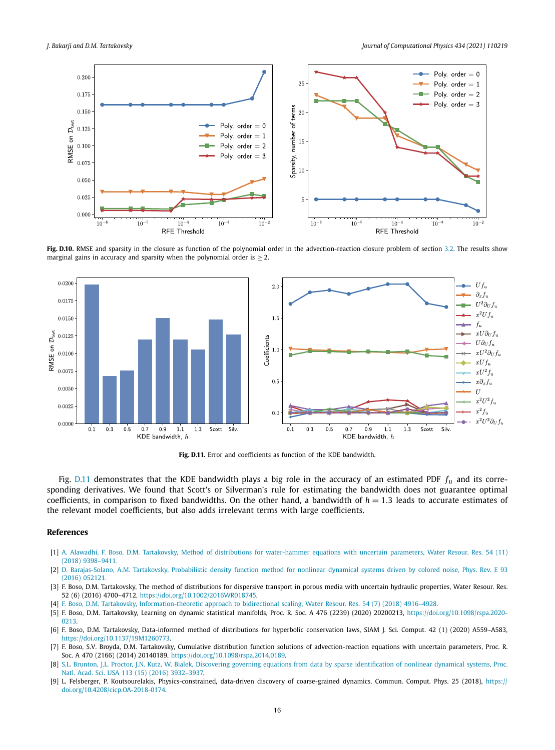**Fig. D.10.** RMSE and sparsity in the closure as function of the polynomial order in the advection-reaction closure problem of section 3.2. The results show marginal gains in accuracy and sparsity when the polynomial order is $\geq 2$.

**Fig. D.11.** Error and coefficients as function of the KDE bandwidth.

Fig. D.11 demonstrates that the KDE bandwidth plays a big role in the accuracy of an estimated PDF $f_u$ and its corresponding derivatives. We found that Scott's or Silverman's rule for estimating the bandwidth does not guarantee optimal coefficients, in comparison to fixed bandwidths. On the other hand, a bandwidth of $h = 1.3$ leads to accurate estimates of the relevant model coefficients, but also adds irrelevant terms with large coefficients.

## References

[1] A. Alawadhi, F. Boso, D.M. Tartakovsky, Method of distributions for water-hammer equations with uncertain parameters, Water Resour. Res. 54 (11) (2018) 9398–9411.

[2] D. Barajas-Solano, A.M. Tartakovsky, Probabilistic density function method for nonlinear dynamical systems driven by colored noise, Phys. Rev. E 93 (2016) 052121.

[3] F. Boso, D.M. Tartakovsky, The method of distributions for dispersive transport in porous media with uncertain hydraulic properties, Water Resour. Res. 52 (6) (2016) 4700–4712, https://doi.org/10.1002/2016WR018745.

[4] F. Boso, D.M. Tartakovsky, Information-theoretic approach to bidirectional scaling, Water Resour. Res. 54 (7) (2018) 4916–4928.

[5] F. Boso, D.M. Tartakovsky, Learning on dynamic statistical manifolds, Proc. R. Soc. A 476 (2239) (2020) 20200213, https://doi.org/10.1098/rspa.2020-0213.

[6] F. Boso, D.M. Tartakovsky, Data-informed method of distributions for hyperbolic conservation laws, SIAM J. Sci. Comput. 42 (1) (2020) A559–A583, https://doi.org/10.1137/19M1260773.

[7] F. Boso, S.V. Broyda, D.M. Tartakovsky, Cumulative distribution function solutions of advection-reaction equations with uncertain parameters, Proc. R. Soc. A 470 (2166) (2014) 20140189, https://doi.org/10.1098/rspa.2014.0189.

[8] S.L. Brunton, J.L. Proctor, J.N. Kutz, W. Bialek, Discovering governing equations from data by sparse identification of nonlinear dynamical systems, Proc. Natl. Acad. Sci. USA 113 (15) (2016) 3932–3937.

[9] L. Felsberger, P. Koutsourelakis, Physics-constrained, data-driven discovery of coarse-grained dynamics, Commun. Comput. Phys. 25 (2018), https://doi.org/10.4208/cicp.OA-2018-0174.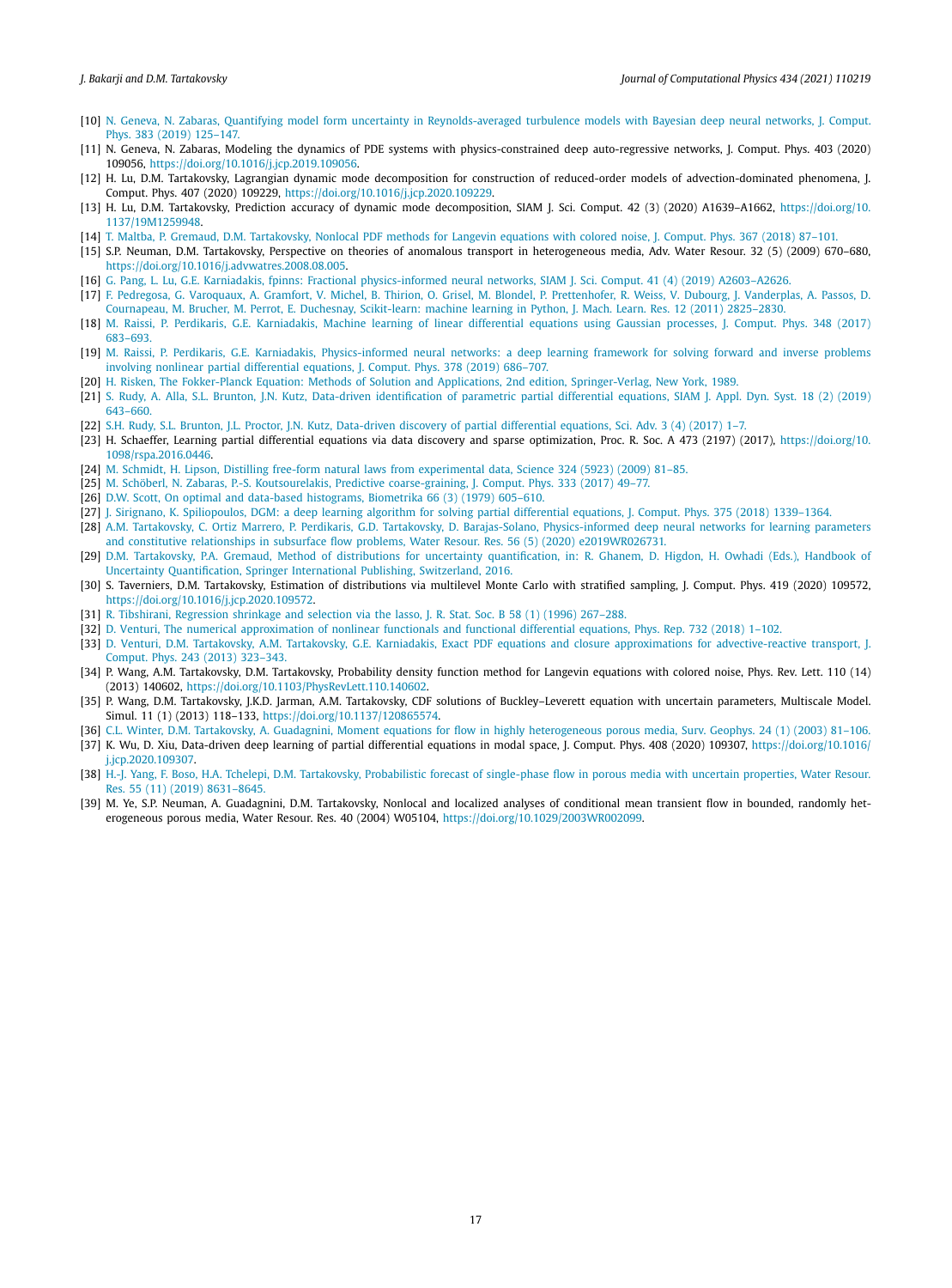[10] N. Geneva, N. Zabaras, Quantifying model form uncertainty in Reynolds-averaged turbulence models with Bayesian deep neural networks, J. Comput. Phys. 383 (2019) 125–147.

[11] N. Geneva, N. Zabaras, Modeling the dynamics of PDE systems with physics-constrained deep auto-regressive networks, J. Comput. Phys. 403 (2020) 109056, https://doi.org/10.1016/j.jcp.2019.109056.

[12] H. Lu, D.M. Tartakovsky, Lagrangian dynamic mode decomposition for construction of reduced-order models of advection-dominated phenomena, J. Comput. Phys. 407 (2020) 109229, https://doi.org/10.1016/j.jcp.2020.109229.

[13] H. Lu, D.M. Tartakovsky, Prediction accuracy of dynamic mode decomposition, SIAM J. Sci. Comput. 42 (3) (2020) A1639–A1662, https://doi.org/10.1137/19M1259948.

[14] T. Maltba, P. Gremaud, D.M. Tartakovsky, Nonlocal PDF methods for Langevin equations with colored noise, J. Comput. Phys. 367 (2018) 87–101.

[15] S.P. Neuman, D.M. Tartakovsky, Perspective on theories of anomalous transport in heterogeneous media, Adv. Water Resour. 32 (5) (2009) 670–680, https://doi.org/10.1016/j.advwatres.2008.08.005.

[16] G. Pang, L. Lu, G.E. Karniadakis, fpinns: Fractional physics-informed neural networks, SIAM J. Sci. Comput. 41 (4) (2019) A2603–A2626.

[17] F. Pedregosa, G. Varoquaux, A. Gramfort, V. Michel, B. Thirion, O. Grisel, M. Blondel, P. Prettenhofer, R. Weiss, V. Dubourg, J. Vanderplas, A. Passos, D. Cournapeau, M. Brucher, M. Perrot, E. Duchesnay, Scikit-learn: machine learning in Python, J. Mach. Learn. Res. 12 (2011) 2825–2830.

[18] M. Raissi, P. Perdikaris, G.E. Karniadakis, Machine learning of linear differential equations using Gaussian processes, J. Comput. Phys. 348 (2017) 683–693.

[19] M. Raissi, P. Perdikaris, G.E. Karniadakis, Physics-informed neural networks: a deep learning framework for solving forward and inverse problems involving nonlinear partial differential equations, J. Comput. Phys. 378 (2019) 686–707.

[20] H. Risken, The Fokker-Planck Equation: Methods of Solution and Applications, 2nd edition, Springer-Verlag, New York, 1989.

[21] S. Rudy, A. Alla, S.L. Brunton, J.N. Kutz, Data-driven identification of parametric partial differential equations, SIAM J. Appl. Dyn. Syst. 18 (2) (2019) 643–660.

[22] S.H. Rudy, S.L. Brunton, J.L. Proctor, J.N. Kutz, Data-driven discovery of partial differential equations, Sci. Adv. 3 (4) (2017) 1–7.

[23] H. Schaeffer, Learning partial differential equations via data discovery and sparse optimization, Proc. R. Soc. A 473 (2197) (2017), https://doi.org/10.1098/rspa.2016.0446.

[24] M. Schmidt, H. Lipson, Distilling free-form natural laws from experimental data, Science 324 (5923) (2009) 81–85.

[25] M. Schöberl, N. Zabaras, P.-S. Koutsourelakis, Predictive coarse-graining, J. Comput. Phys. 333 (2017) 49–77.

[26] D.W. Scott, On optimal and data-based histograms, Biometrika 66 (3) (1979) 605–610.

[27] J. Sirignano, K. Spiliopoulos, DGM: a deep learning algorithm for solving partial differential equations, J. Comput. Phys. 375 (2018) 1339–1364.

[28] A.M. Tartakovsky, C. Ortiz Marrero, P. Perdikaris, G.D. Tartakovsky, D. Barajas-Solano, Physics-informed deep neural networks for learning parameters and constitutive relationships in subsurface flow problems, Water Resour. Res. 56 (5) (2020) e2019WR026731.

[29] D.M. Tartakovsky, P.A. Gremaud, Method of distributions for uncertainty quantification, in: R. Ghanem, D. Higdon, H. Owhadi (Eds.), Handbook of Uncertainty Quantification, Springer International Publishing, Switzerland, 2016.

[30] S. Taverniers, D.M. Tartakovsky, Estimation of distributions via multilevel Monte Carlo with stratified sampling, J. Comput. Phys. 419 (2020) 109572, https://doi.org/10.1016/j.jcp.2020.109572.

[31] R. Tibshirani, Regression shrinkage and selection via the lasso, J. R. Stat. Soc. B 58 (1) (1996) 267–288.

[32] D. Venturi, The numerical approximation of nonlinear functionals and functional differential equations, Phys. Rep. 732 (2018) 1–102.

[33] D. Venturi, D.M. Tartakovsky, A.M. Tartakovsky, G.E. Karniadakis, Exact PDF equations and closure approximations for advective-reactive transport, J. Comput. Phys. 243 (2013) 323–343.

[34] P. Wang, A.M. Tartakovsky, D.M. Tartakovsky, Probability density function method for Langevin equations with colored noise, Phys. Rev. Lett. 110 (14) (2013) 140602, https://doi.org/10.1103/PhysRevLett.110.140602.

[35] P. Wang, D.M. Tartakovsky, J.K.D. Jarman, A.M. Tartakovsky, CDF solutions of Buckley–Leverett equation with uncertain parameters, Multiscale Model. Simul. 11 (1) (2013) 118–133, https://doi.org/10.1137/120865574.

[36] C.L. Winter, D.M. Tartakovsky, A. Guadagnini, Moment equations for flow in highly heterogeneous porous media, Surv. Geophys. 24 (1) (2003) 81–106.

[37] K. Wu, D. Xiu, Data-driven deep learning of partial differential equations in modal space, J. Comput. Phys. 408 (2020) 109307, https://doi.org/10.1016/j.jcp.2020.109307.

[38] H.-J. Yang, F. Boso, H.A. Tchelepi, D.M. Tartakovsky, Probabilistic forecast of single-phase flow in porous media with uncertain properties, Water Resour. Res. 55 (11) (2019) 8631–8645.

[39] M. Ye, S.P. Neuman, A. Guadagnini, D.M. Tartakovsky, Nonlocal and localized analyses of conditional mean transient flow in bounded, randomly heterogeneous porous media, Water Resour. Res. 40 (2004) W05104, https://doi.org/10.1029/2003WR002099.